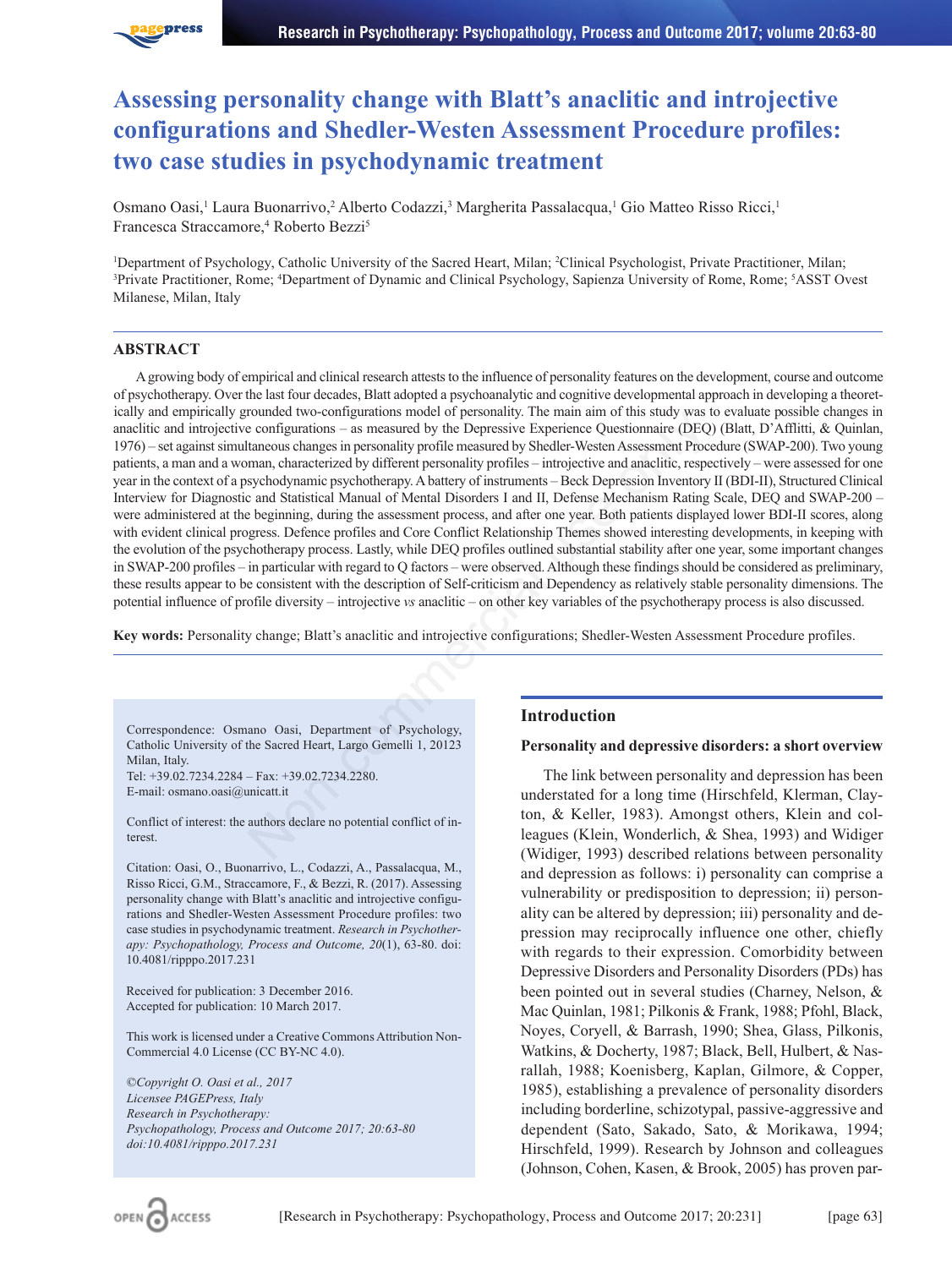# Assessing personality change with Blatt's anaclitic and introjective configurations and Shedler-Westen Assessment Procedure profiles: two case studies in psychodynamic treatment

Osmano Oasi,[1] Laura Buonarrivo,[2] Alberto Codazzi,[3] Margherita Passalacqua,[1] Gio Matteo Risso Ricci,[1] Francesca Straccamore,[4] Roberto Bezzi[5]

[1]Department of Psychology, Catholic University of the Sacred Heart, Milan; [2]Clinical Psychologist, Private Practitioner, Milan; [3]Private Practitioner, Rome; [4]Department of Dynamic and Clinical Psychology, Sapienza University of Rome, Rome; [5]ASST Ovest Milanese, Milan, Italy

## ABSTRACT

A growing body of empirical and clinical research attests to the influence of personality features on the development, course and outcome of psychotherapy. Over the last four decades, Blatt adopted a psychoanalytic and cognitive developmental approach in developing a theoretically and empirically grounded two-configurations model of personality. The main aim of this study was to evaluate possible changes in anaclitic and introjective configurations – as measured by the Depressive Experience Questionnaire (DEQ) (Blatt, D'Afflitti, & Quinlan, 1976) – set against simultaneous changes in personality profile measured by Shedler-Westen Assessment Procedure (SWAP-200). Two young patients, a man and a woman, characterized by different personality profiles – introjective and anaclitic, respectively – were assessed for one year in the context of a psychodynamic psychotherapy. A battery of instruments – Beck Depression Inventory II (BDI-II), Structured Clinical Interview for Diagnostic and Statistical Manual of Mental Disorders I and II, Defense Mechanism Rating Scale, DEQ and SWAP-200 – were administered at the beginning, during the assessment process, and after one year. Both patients displayed lower BDI-II scores, along with evident clinical progress. Defence profiles and Core Conflict Relationship Themes showed interesting developments, in keeping with the evolution of the psychotherapy process. Lastly, while DEQ profiles outlined substantial stability after one year, some important changes in SWAP-200 profiles – in particular with regard to Q factors – were observed. Although these findings should be considered as preliminary, these results appear to be consistent with the description of Self-criticism and Dependency as relatively stable personality dimensions. The potential influence of profile diversity – introjective *vs* anaclitic – on other key variables of the psychotherapy process is also discussed.

**Key words:** Personality change; Blatt's anaclitic and introjective configurations; Shedler-Westen Assessment Procedure profiles.

Correspondence: Osmano Oasi, Department of Psychology, Catholic University of the Sacred Heart, Largo Gemelli 1, 20123 Milan, Italy.
Tel: +39.02.7234.2284 – Fax: +39.02.7234.2280.
E-mail: osmano.oasi@unicatt.it

Conflict of interest: the authors declare no potential conflict of interest.

Citation: Oasi, O., Buonarrivo, L., Codazzi, A., Passalacqua, M., Risso Ricci, G.M., Straccamore, F., & Bezzi, R. (2017). Assessing personality change with Blatt's anaclitic and introjective configurations and Shedler-Westen Assessment Procedure profiles: two case studies in psychodynamic treatment. *Research in Psychotherapy: Psychopathology, Process and Outcome, 20*(1), 63-80. doi: 10.4081/ripppo.2017.231

Received for publication: 3 December 2016.
Accepted for publication: 10 March 2017.

This work is licensed under a Creative Commons Attribution Non-Commercial 4.0 License (CC BY-NC 4.0).

*©Copyright O. Oasi et al., 2017*
*Licensee PAGEPress, Italy*
*Research in Psychotherapy:*
*Psychopathology, Process and Outcome 2017; 20:63-80*
*doi:10.4081/ripppo.2017.231*

## Introduction

### Personality and depressive disorders: a short overview

The link between personality and depression has been understated for a long time (Hirschfeld, Klerman, Clayton, & Keller, 1983). Amongst others, Klein and colleagues (Klein, Wonderlich, & Shea, 1993) and Widiger (Widiger, 1993) described relations between personality and depression as follows: i) personality can comprise a vulnerability or predisposition to depression; ii) personality can be altered by depression; iii) personality and depression may reciprocally influence one other, chiefly with regards to their expression. Comorbidity between Depressive Disorders and Personality Disorders (PDs) has been pointed out in several studies (Charney, Nelson, & Mac Quinlan, 1981; Pilkonis & Frank, 1988; Pfohl, Black, Noyes, Coryell, & Barrash, 1990; Shea, Glass, Pilkonis, Watkins, & Docherty, 1987; Black, Bell, Hulbert, & Nasrallah, 1988; Koenisberg, Kaplan, Gilmore, & Copper, 1985), establishing a prevalence of personality disorders including borderline, schizotypal, passive-aggressive and dependent (Sato, Sakado, Sato, & Morikawa, 1994; Hirschfeld, 1999). Research by Johnson and colleagues (Johnson, Cohen, Kasen, & Brook, 2005) has proven par-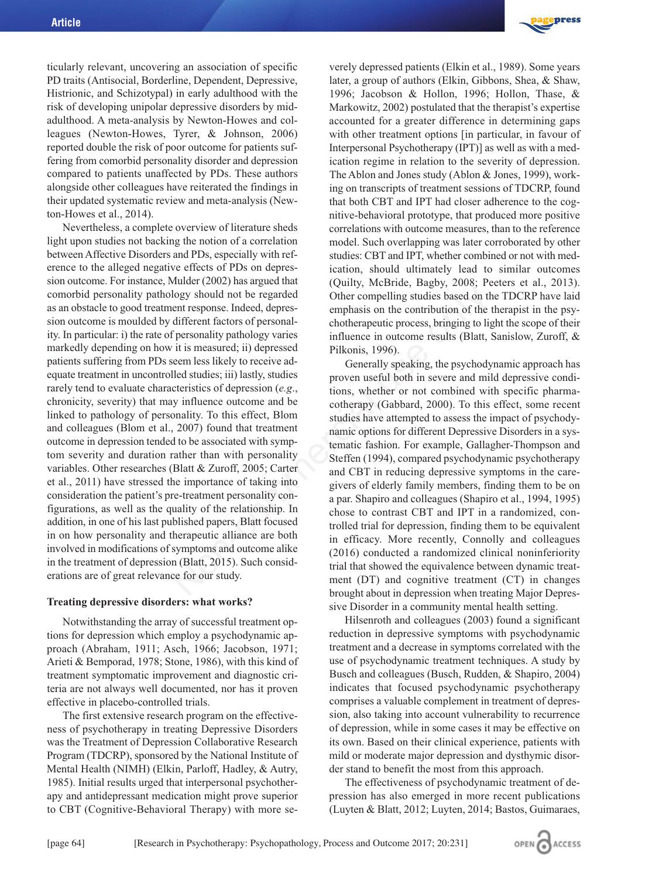ticularly relevant, uncovering an association of specific PD traits (Antisocial, Borderline, Dependent, Depressive, Histrionic, and Schizotypal) in early adulthood with the risk of developing unipolar depressive disorders by mid-adulthood. A meta-analysis by Newton-Howes and colleagues (Newton-Howes, Tyrer, & Johnson, 2006) reported double the risk of poor outcome for patients suffering from comorbid personality disorder and depression compared to patients unaffected by PDs. These authors alongside other colleagues have reiterated the findings in their updated systematic review and meta-analysis (Newton-Howes et al., 2014).

Nevertheless, a complete overview of literature sheds light upon studies not backing the notion of a correlation between Affective Disorders and PDs, especially with reference to the alleged negative effects of PDs on depression outcome. For instance, Mulder (2002) has argued that comorbid personality pathology should not be regarded as an obstacle to good treatment response. Indeed, depression outcome is moulded by different factors of personality. In particular: i) the rate of personality pathology varies markedly depending on how it is measured; ii) depressed patients suffering from PDs seem less likely to receive adequate treatment in uncontrolled studies; iii) lastly, studies rarely tend to evaluate characteristics of depression (*e.g.*, chronicity, severity) that may influence outcome and be linked to pathology of personality. To this effect, Blom and colleagues (Blom et al., 2007) found that treatment outcome in depression tended to be associated with symptom severity and duration rather than with personality variables. Other researches (Blatt & Zuroff, 2005; Carter et al., 2011) have stressed the importance of taking into consideration the patient's pre-treatment personality configurations, as well as the quality of the relationship. In addition, in one of his last published papers, Blatt focused in on how personality and therapeutic alliance are both involved in modifications of symptoms and outcome alike in the treatment of depression (Blatt, 2015). Such considerations are of great relevance for our study.

#### Treating depressive disorders: what works?

Notwithstanding the array of successful treatment options for depression which employ a psychodynamic approach (Abraham, 1911; Asch, 1966; Jacobson, 1971; Arieti & Bemporad, 1978; Stone, 1986), with this kind of treatment symptomatic improvement and diagnostic criteria are not always well documented, nor has it proven effective in placebo-controlled trials.

The first extensive research program on the effectiveness of psychotherapy in treating Depressive Disorders was the Treatment of Depression Collaborative Research Program (TDCRP), sponsored by the National Institute of Mental Health (NIMH) (Elkin, Parloff, Hadley, & Autry, 1985). Initial results urged that interpersonal psychotherapy and antidepressant medication might prove superior to CBT (Cognitive-Behavioral Therapy) with more severely depressed patients (Elkin et al., 1989). Some years later, a group of authors (Elkin, Gibbons, Shea, & Shaw, 1996; Jacobson & Hollon, 1996; Hollon, Thase, & Markowitz, 2002) postulated that the therapist's expertise accounted for a greater difference in determining gaps with other treatment options [in particular, in favour of Interpersonal Psychotherapy (IPT)] as well as with a medication regime in relation to the severity of depression. The Ablon and Jones study (Ablon & Jones, 1999), working on transcripts of treatment sessions of TDCRP, found that both CBT and IPT had closer adherence to the cognitive-behavioral prototype, that produced more positive correlations with outcome measures, than to the reference model. Such overlapping was later corroborated by other studies: CBT and IPT, whether combined or not with medication, should ultimately lead to similar outcomes (Quilty, McBride, Bagby, 2008; Peeters et al., 2013). Other compelling studies based on the TDCRP have laid emphasis on the contribution of the therapist in the psychotherapeutic process, bringing to light the scope of their influence in outcome results (Blatt, Sanislow, Zuroff, & Pilkonis, 1996).

Generally speaking, the psychodynamic approach has proven useful both in severe and mild depressive conditions, whether or not combined with specific pharmacotherapy (Gabbard, 2000). To this effect, some recent studies have attempted to assess the impact of psychodynamic options for different Depressive Disorders in a systematic fashion. For example, Gallagher-Thompson and Steffen (1994), compared psychodynamic psychotherapy and CBT in reducing depressive symptoms in the caregivers of elderly family members, finding them to be on a par. Shapiro and colleagues (Shapiro et al., 1994, 1995) chose to contrast CBT and IPT in a randomized, controlled trial for depression, finding them to be equivalent in efficacy. More recently, Connolly and colleagues (2016) conducted a randomized clinical noninferiority trial that showed the equivalence between dynamic treatment (DT) and cognitive treatment (CT) in changes brought about in depression when treating Major Depressive Disorder in a community mental health setting.

Hilsenroth and colleagues (2003) found a significant reduction in depressive symptoms with psychodynamic treatment and a decrease in symptoms correlated with the use of psychodynamic treatment techniques. A study by Busch and colleagues (Busch, Rudden, & Shapiro, 2004) indicates that focused psychodynamic psychotherapy comprises a valuable complement in treatment of depression, also taking into account vulnerability to recurrence of depression, while in some cases it may be effective on its own. Based on their clinical experience, patients with mild or moderate major depression and dysthymic disorder stand to benefit the most from this approach.

The effectiveness of psychodynamic treatment of depression has also emerged in more recent publications (Luyten & Blatt, 2012; Luyten, 2014; Bastos, Guimaraes,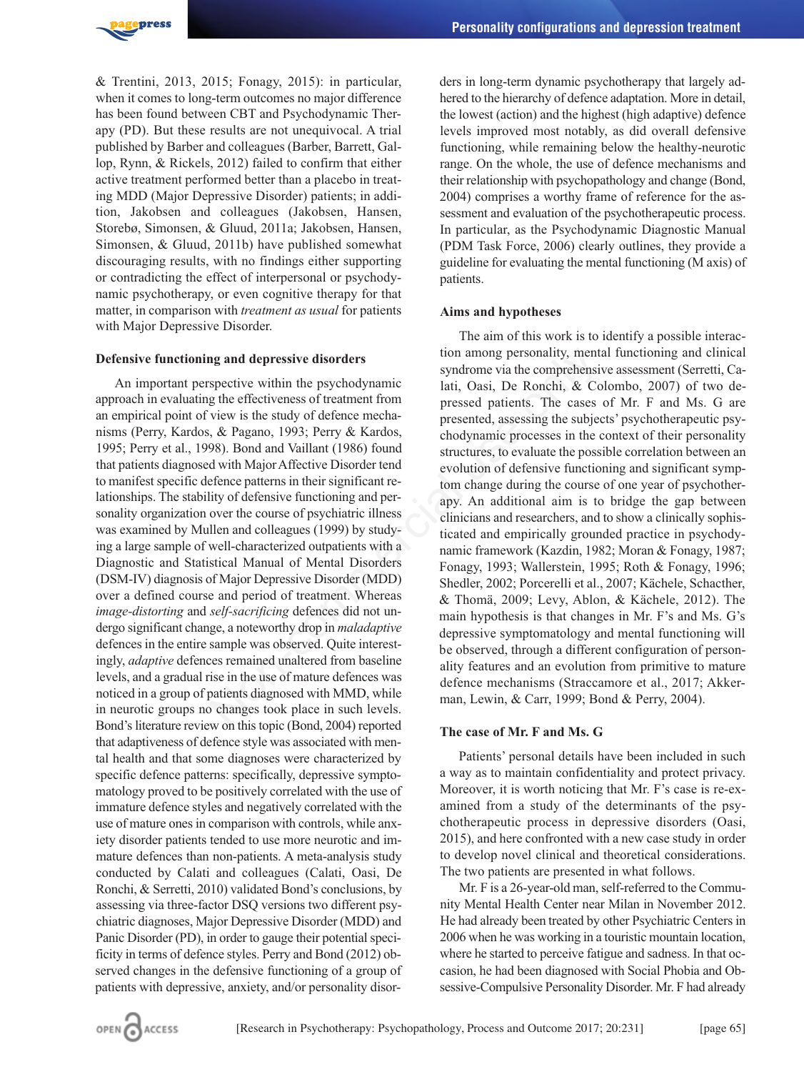& Trentini, 2013, 2015; Fonagy, 2015): in particular, when it comes to long-term outcomes no major difference has been found between CBT and Psychodynamic Therapy (PD). But these results are not unequivocal. A trial published by Barber and colleagues (Barber, Barrett, Gallop, Rynn, & Rickels, 2012) failed to confirm that either active treatment performed better than a placebo in treating MDD (Major Depressive Disorder) patients; in addition, Jakobsen and colleagues (Jakobsen, Hansen, Storebø, Simonsen, & Gluud, 2011a; Jakobsen, Hansen, Simonsen, & Gluud, 2011b) have published somewhat discouraging results, with no findings either supporting or contradicting the effect of interpersonal or psychodynamic psychotherapy, or even cognitive therapy for that matter, in comparison with *treatment as usual* for patients with Major Depressive Disorder.

### Defensive functioning and depressive disorders

An important perspective within the psychodynamic approach in evaluating the effectiveness of treatment from an empirical point of view is the study of defence mechanisms (Perry, Kardos, & Pagano, 1993; Perry & Kardos, 1995; Perry et al., 1998). Bond and Vaillant (1986) found that patients diagnosed with Major Affective Disorder tend to manifest specific defence patterns in their significant relationships. The stability of defensive functioning and personality organization over the course of psychiatric illness was examined by Mullen and colleagues (1999) by studying a large sample of well-characterized outpatients with a Diagnostic and Statistical Manual of Mental Disorders (DSM-IV) diagnosis of Major Depressive Disorder (MDD) over a defined course and period of treatment. Whereas *image-distorting* and *self-sacrificing* defences did not undergo significant change, a noteworthy drop in *maladaptive* defences in the entire sample was observed. Quite interestingly, *adaptive* defences remained unaltered from baseline levels, and a gradual rise in the use of mature defences was noticed in a group of patients diagnosed with MMD, while in neurotic groups no changes took place in such levels. Bond's literature review on this topic (Bond, 2004) reported that adaptiveness of defence style was associated with mental health and that some diagnoses were characterized by specific defence patterns: specifically, depressive symptomatology proved to be positively correlated with the use of immature defence styles and negatively correlated with the use of mature ones in comparison with controls, while anxiety disorder patients tended to use more neurotic and immature defences than non-patients. A meta-analysis study conducted by Calati and colleagues (Calati, Oasi, De Ronchi, & Serretti, 2010) validated Bond's conclusions, by assessing via three-factor DSQ versions two different psychiatric diagnoses, Major Depressive Disorder (MDD) and Panic Disorder (PD), in order to gauge their potential specificity in terms of defence styles. Perry and Bond (2012) observed changes in the defensive functioning of a group of patients with depressive, anxiety, and/or personality disorders in long-term dynamic psychotherapy that largely adhered to the hierarchy of defence adaptation. More in detail, the lowest (action) and the highest (high adaptive) defence levels improved most notably, as did overall defensive functioning, while remaining below the healthy-neurotic range. On the whole, the use of defence mechanisms and their relationship with psychopathology and change (Bond, 2004) comprises a worthy frame of reference for the assessment and evaluation of the psychotherapeutic process. In particular, as the Psychodynamic Diagnostic Manual (PDM Task Force, 2006) clearly outlines, they provide a guideline for evaluating the mental functioning (M axis) of patients.

### Aims and hypotheses

The aim of this work is to identify a possible interaction among personality, mental functioning and clinical syndrome via the comprehensive assessment (Serretti, Calati, Oasi, De Ronchi, & Colombo, 2007) of two depressed patients. The cases of Mr. F and Ms. G are presented, assessing the subjects' psychotherapeutic psychodynamic processes in the context of their personality structures, to evaluate the possible correlation between an evolution of defensive functioning and significant symptom change during the course of one year of psychotherapy. An additional aim is to bridge the gap between clinicians and researchers, and to show a clinically sophisticated and empirically grounded practice in psychodynamic framework (Kazdin, 1982; Moran & Fonagy, 1987; Fonagy, 1993; Wallerstein, 1995; Roth & Fonagy, 1996; Shedler, 2002; Porcerelli et al., 2007; Kächele, Schacther, & Thomä, 2009; Levy, Ablon, & Kächele, 2012). The main hypothesis is that changes in Mr. F's and Ms. G's depressive symptomatology and mental functioning will be observed, through a different configuration of personality features and an evolution from primitive to mature defence mechanisms (Straccamore et al., 2017; Akkerman, Lewin, & Carr, 1999; Bond & Perry, 2004).

### The case of Mr. F and Ms. G

Patients' personal details have been included in such a way as to maintain confidentiality and protect privacy. Moreover, it is worth noticing that Mr. F's case is re-examined from a study of the determinants of the psychotherapeutic process in depressive disorders (Oasi, 2015), and here confronted with a new case study in order to develop novel clinical and theoretical considerations. The two patients are presented in what follows.

Mr. F is a 26-year-old man, self-referred to the Community Mental Health Center near Milan in November 2012. He had already been treated by other Psychiatric Centers in 2006 when he was working in a touristic mountain location, where he started to perceive fatigue and sadness. In that occasion, he had been diagnosed with Social Phobia and Obsessive-Compulsive Personality Disorder. Mr. F had already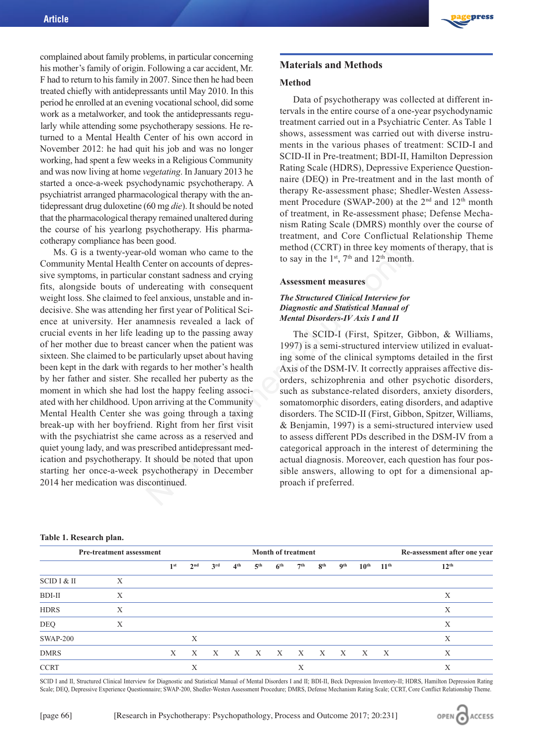complained about family problems, in particular concerning his mother's family of origin. Following a car accident, Mr. F had to return to his family in 2007. Since then he had been treated chiefly with antidepressants until May 2010. In this period he enrolled at an evening vocational school, did some work as a metalworker, and took the antidepressants regularly while attending some psychotherapy sessions. He returned to a Mental Health Center of his own accord in November 2012: he had quit his job and was no longer working, had spent a few weeks in a Religious Community and was now living at home *vegetating*. In January 2013 he started a once-a-week psychodynamic psychotherapy. A psychiatrist arranged pharmacological therapy with the antidepressant drug duloxetine (60 mg *die*). It should be noted that the pharmacological therapy remained unaltered during the course of his yearlong psychotherapy. His pharmacotherapy compliance has been good.

Ms. G is a twenty-year-old woman who came to the Community Mental Health Center on accounts of depressive symptoms, in particular constant sadness and crying fits, alongside bouts of undereating with consequent weight loss. She claimed to feel anxious, unstable and indecisive. She was attending her first year of Political Science at university. Her anamnesis revealed a lack of crucial events in her life leading up to the passing away of her mother due to breast cancer when the patient was sixteen. She claimed to be particularly upset about having been kept in the dark with regards to her mother's health by her father and sister. She recalled her puberty as the moment in which she had lost the happy feeling associated with her childhood. Upon arriving at the Community Mental Health Center she was going through a taxing break-up with her boyfriend. Right from her first visit with the psychiatrist she came across as a reserved and quiet young lady, and was prescribed antidepressant medication and psychotherapy. It should be noted that upon starting her once-a-week psychotherapy in December 2014 her medication was discontinued.

## Materials and Methods

### Method

Data of psychotherapy was collected at different intervals in the entire course of a one-year psychodynamic treatment carried out in a Psychiatric Center. As Table 1 shows, assessment was carried out with diverse instruments in the various phases of treatment: SCID-I and SCID-II in Pre-treatment; BDI-II, Hamilton Depression Rating Scale (HDRS), Depressive Experience Questionnaire (DEQ) in Pre-treatment and in the last month of therapy Re-assessment phase; Shedler-Westen Assessment Procedure (SWAP-200) at the 2nd and 12th month of treatment, in Re-assessment phase; Defense Mechanism Rating Scale (DMRS) monthly over the course of treatment, and Core Conflictual Relationship Theme method (CCRT) in three key moments of therapy, that is to say in the 1st, 7th and 12th month.

### Assessment measures

#### *The Structured Clinical Interview for Diagnostic and Statistical Manual of Mental Disorders-IV Axis I and II*

The SCID-I (First, Spitzer, Gibbon, & Williams, 1997) is a semi-structured interview utilized in evaluating some of the clinical symptoms detailed in the first Axis of the DSM-IV. It correctly appraises affective disorders, schizophrenia and other psychotic disorders, such as substance-related disorders, anxiety disorders, somatomorphic disorders, eating disorders, and adaptive disorders. The SCID-II (First, Gibbon, Spitzer, Williams, & Benjamin, 1997) is a semi-structured interview used to assess different PDs described in the DSM-IV from a categorical approach in the interest of determining the actual diagnosis. Moreover, each question has four possible answers, allowing to opt for a dimensional approach if preferred.

**Table 1. Research plan.**

| | Pre-treatment assessment | Month of treatment | | | | | | | | | | | Re-assessment after one year |
|---|---|---|---|---|---|---|---|---|---|---|---|---|---|
| | | 1st | 2nd | 3rd | 4th | 5th | 6th | 7th | 8th | 9th | 10th | 11th | 12th |
| SCID I & II | X | | | | | | | | | | | | |
| BDI-II | X | | | | | | | | | | | | X |
| HDRS | X | | | | | | | | | | | | X |
| DEQ | X | | | | | | | | | | | | X |
| SWAP-200 | | | X | | | | | | | | | | X |
| DMRS | | X | X | X | X | X | X | X | X | X | X | X | X |
| CCRT | | | X | | | | | X | | | | | X |

SCID I and II, Structured Clinical Interview for Diagnostic and Statistical Manual of Mental Disorders I and II; BDI-II, Beck Depression Inventory-II; HDRS, Hamilton Depression Rating Scale; DEQ, Depressive Experience Questionnaire; SWAP-200, Shedler-Westen Assessment Procedure; DMRS, Defense Mechanism Rating Scale; CCRT, Core Conflict Relationship Theme.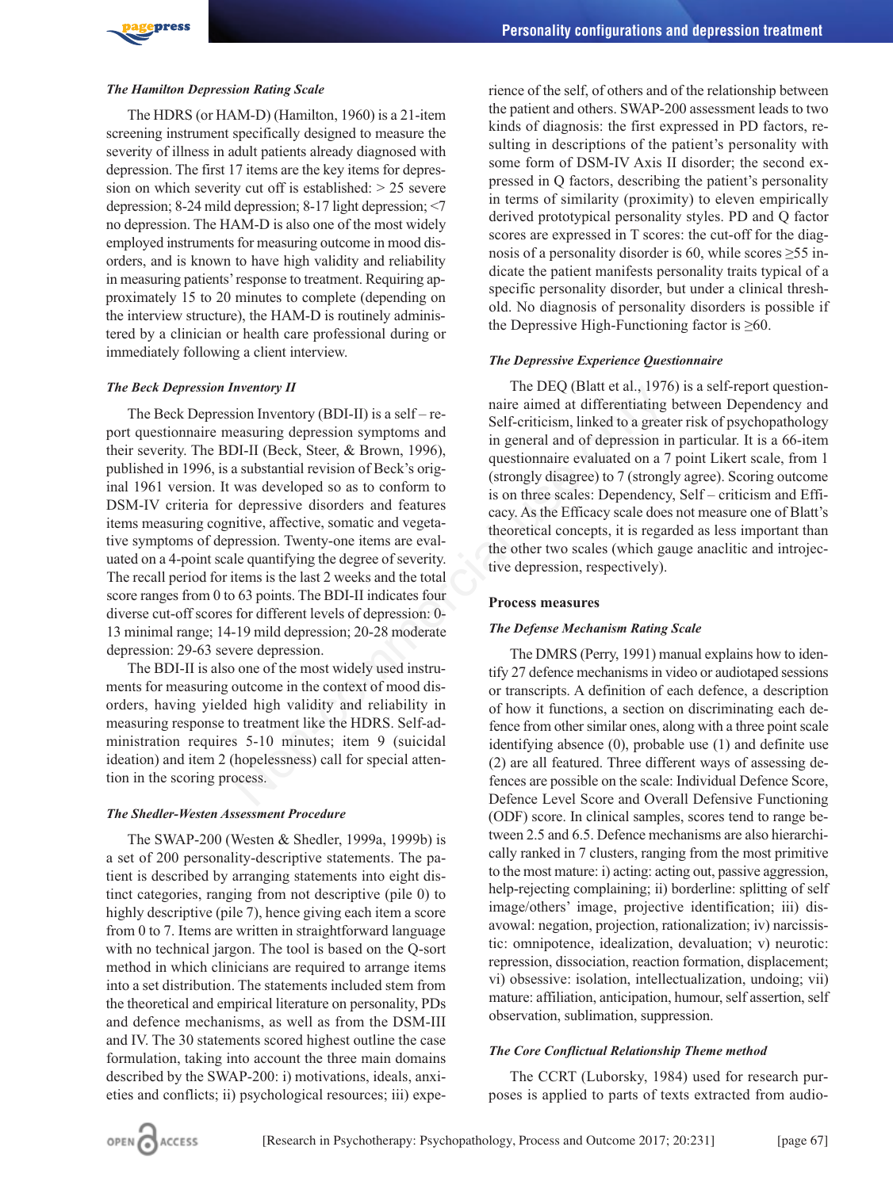### The Hamilton Depression Rating Scale

The HDRS (or HAM-D) (Hamilton, 1960) is a 21-item screening instrument specifically designed to measure the severity of illness in adult patients already diagnosed with depression. The first 17 items are the key items for depression on which severity cut off is established: > 25 severe depression; 8-24 mild depression; 8-17 light depression; <7 no depression. The HAM-D is also one of the most widely employed instruments for measuring outcome in mood disorders, and is known to have high validity and reliability in measuring patients' response to treatment. Requiring approximately 15 to 20 minutes to complete (depending on the interview structure), the HAM-D is routinely administered by a clinician or health care professional during or immediately following a client interview.

### The Beck Depression Inventory II

The Beck Depression Inventory (BDI-II) is a self – report questionnaire measuring depression symptoms and their severity. The BDI-II (Beck, Steer, & Brown, 1996), published in 1996, is a substantial revision of Beck's original 1961 version. It was developed so as to conform to DSM-IV criteria for depressive disorders and features items measuring cognitive, affective, somatic and vegetative symptoms of depression. Twenty-one items are evaluated on a 4-point scale quantifying the degree of severity. The recall period for items is the last 2 weeks and the total score ranges from 0 to 63 points. The BDI-II indicates four diverse cut-off scores for different levels of depression: 0-13 minimal range; 14-19 mild depression; 20-28 moderate depression: 29-63 severe depression.

The BDI-II is also one of the most widely used instruments for measuring outcome in the context of mood disorders, having yielded high validity and reliability in measuring response to treatment like the HDRS. Self-administration requires 5-10 minutes; item 9 (suicidal ideation) and item 2 (hopelessness) call for special attention in the scoring process.

### The Shedler-Westen Assessment Procedure

The SWAP-200 (Westen & Shedler, 1999a, 1999b) is a set of 200 personality-descriptive statements. The patient is described by arranging statements into eight distinct categories, ranging from not descriptive (pile 0) to highly descriptive (pile 7), hence giving each item a score from 0 to 7. Items are written in straightforward language with no technical jargon. The tool is based on the Q-sort method in which clinicians are required to arrange items into a set distribution. The statements included stem from the theoretical and empirical literature on personality, PDs and defence mechanisms, as well as from the DSM-III and IV. The 30 statements scored highest outline the case formulation, taking into account the three main domains described by the SWAP-200: i) motivations, ideals, anxieties and conflicts; ii) psychological resources; iii) experience of the self, of others and of the relationship between the patient and others. SWAP-200 assessment leads to two kinds of diagnosis: the first expressed in PD factors, resulting in descriptions of the patient's personality with some form of DSM-IV Axis II disorder; the second expressed in Q factors, describing the patient's personality in terms of similarity (proximity) to eleven empirically derived prototypical personality styles. PD and Q factor scores are expressed in T scores: the cut-off for the diagnosis of a personality disorder is 60, while scores ≥55 indicate the patient manifests personality traits typical of a specific personality disorder, but under a clinical threshold. No diagnosis of personality disorders is possible if the Depressive High-Functioning factor is ≥60.

### The Depressive Experience Questionnaire

The DEQ (Blatt et al., 1976) is a self-report questionnaire aimed at differentiating between Dependency and Self-criticism, linked to a greater risk of psychopathology in general and of depression in particular. It is a 66-item questionnaire evaluated on a 7 point Likert scale, from 1 (strongly disagree) to 7 (strongly agree). Scoring outcome is on three scales: Dependency, Self – criticism and Efficacy. As the Efficacy scale does not measure one of Blatt's theoretical concepts, it is regarded as less important than the other two scales (which gauge anaclitic and introjective depression, respectively).

## Process measures

### The Defense Mechanism Rating Scale

The DMRS (Perry, 1991) manual explains how to identify 27 defence mechanisms in video or audiotaped sessions or transcripts. A definition of each defence, a description of how it functions, a section on discriminating each defence from other similar ones, along with a three point scale identifying absence (0), probable use (1) and definite use (2) are all featured. Three different ways of assessing defences are possible on the scale: Individual Defence Score, Defence Level Score and Overall Defensive Functioning (ODF) score. In clinical samples, scores tend to range between 2.5 and 6.5. Defence mechanisms are also hierarchically ranked in 7 clusters, ranging from the most primitive to the most mature: i) acting: acting out, passive aggression, help-rejecting complaining; ii) borderline: splitting of self image/others' image, projective identification; iii) disavowal: negation, projection, rationalization; iv) narcissistic: omnipotence, idealization, devaluation; v) neurotic: repression, dissociation, reaction formation, displacement; vi) obsessive: isolation, intellectualization, undoing; vii) mature: affiliation, anticipation, humour, self assertion, self observation, sublimation, suppression.

### The Core Conflictual Relationship Theme method

The CCRT (Luborsky, 1984) used for research purposes is applied to parts of texts extracted from audio-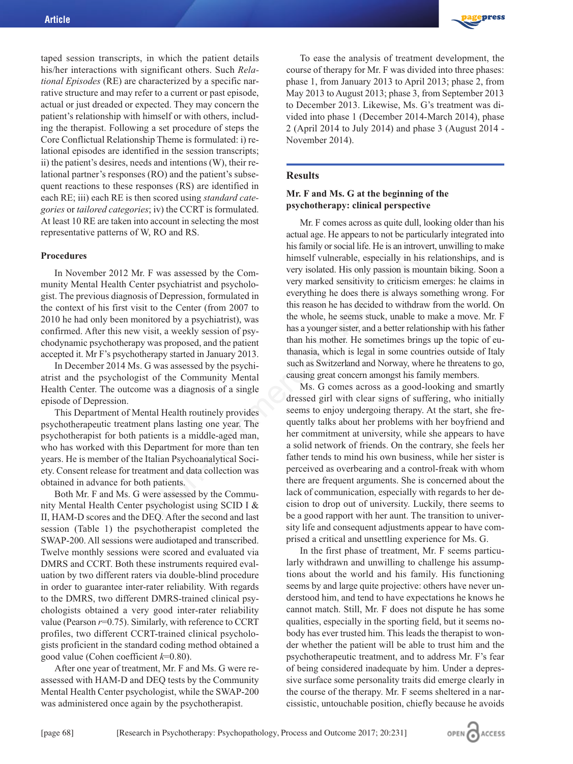taped session transcripts, in which the patient details his/her interactions with significant others. Such *Relational Episodes* (RE) are characterized by a specific narrative structure and may refer to a current or past episode, actual or just dreaded or expected. They may concern the patient's relationship with himself or with others, including the therapist. Following a set procedure of steps the Core Conflictual Relationship Theme is formulated: i) relational episodes are identified in the session transcripts; ii) the patient's desires, needs and intentions (W), their relational partner's responses (RO) and the patient's subsequent reactions to these responses (RS) are identified in each RE; iii) each RE is then scored using *standard categories* or *tailored categories*; iv) the CCRT is formulated. At least 10 RE are taken into account in selecting the most representative patterns of W, RO and RS.

### Procedures

In November 2012 Mr. F was assessed by the Community Mental Health Center psychiatrist and psychologist. The previous diagnosis of Depression, formulated in the context of his first visit to the Center (from 2007 to 2010 he had only been monitored by a psychiatrist), was confirmed. After this new visit, a weekly session of psychodynamic psychotherapy was proposed, and the patient accepted it. Mr F's psychotherapy started in January 2013.

In December 2014 Ms. G was assessed by the psychiatrist and the psychologist of the Community Mental Health Center. The outcome was a diagnosis of a single episode of Depression.

This Department of Mental Health routinely provides psychotherapeutic treatment plans lasting one year. The psychotherapist for both patients is a middle-aged man, who has worked with this Department for more than ten years. He is member of the Italian Psychoanalytical Society. Consent release for treatment and data collection was obtained in advance for both patients.

Both Mr. F and Ms. G were assessed by the Community Mental Health Center psychologist using SCID I & II, HAM-D scores and the DEQ. After the second and last session (Table 1) the psychotherapist completed the SWAP-200. All sessions were audiotaped and transcribed. Twelve monthly sessions were scored and evaluated via DMRS and CCRT. Both these instruments required evaluation by two different raters via double-blind procedure in order to guarantee inter-rater reliability. With regards to the DMRS, two different DMRS-trained clinical psychologists obtained a very good inter-rater reliability value (Pearson $r$=0.75). Similarly, with reference to CCRT profiles, two different CCRT-trained clinical psychologists proficient in the standard coding method obtained a good value (Cohen coefficient $k$=0.80).

After one year of treatment, Mr. F and Ms. G were reassessed with HAM-D and DEQ tests by the Community Mental Health Center psychologist, while the SWAP-200 was administered once again by the psychotherapist.

To ease the analysis of treatment development, the course of therapy for Mr. F was divided into three phases: phase 1, from January 2013 to April 2013; phase 2, from May 2013 to August 2013; phase 3, from September 2013 to December 2013. Likewise, Ms. G's treatment was divided into phase 1 (December 2014-March 2014), phase 2 (April 2014 to July 2014) and phase 3 (August 2014 - November 2014).

## Results

### Mr. F and Ms. G at the beginning of the psychotherapy: clinical perspective

Mr. F comes across as quite dull, looking older than his actual age. He appears to not be particularly integrated into his family or social life. He is an introvert, unwilling to make himself vulnerable, especially in his relationships, and is very isolated. His only passion is mountain biking. Soon a very marked sensitivity to criticism emerges: he claims in everything he does there is always something wrong. For this reason he has decided to withdraw from the world. On the whole, he seems stuck, unable to make a move. Mr. F has a younger sister, and a better relationship with his father than his mother. He sometimes brings up the topic of euthanasia, which is legal in some countries outside of Italy such as Switzerland and Norway, where he threatens to go, causing great concern amongst his family members.

Ms. G comes across as a good-looking and smartly dressed girl with clear signs of suffering, who initially seems to enjoy undergoing therapy. At the start, she frequently talks about her problems with her boyfriend and her commitment at university, while she appears to have a solid network of friends. On the contrary, she feels her father tends to mind his own business, while her sister is perceived as overbearing and a control-freak with whom there are frequent arguments. She is concerned about the lack of communication, especially with regards to her decision to drop out of university. Luckily, there seems to be a good rapport with her aunt. The transition to university life and consequent adjustments appear to have comprised a critical and unsettling experience for Ms. G.

In the first phase of treatment, Mr. F seems particularly withdrawn and unwilling to challenge his assumptions about the world and his family. His functioning seems by and large quite projective: others have never understood him, and tend to have expectations he knows he cannot match. Still, Mr. F does not dispute he has some qualities, especially in the sporting field, but it seems nobody has ever trusted him. This leads the therapist to wonder whether the patient will be able to trust him and the psychotherapeutic treatment, and to address Mr. F's fear of being considered inadequate by him. Under a depressive surface some personality traits did emerge clearly in the course of the therapy. Mr. F seems sheltered in a narcissistic, untouchable position, chiefly because he avoids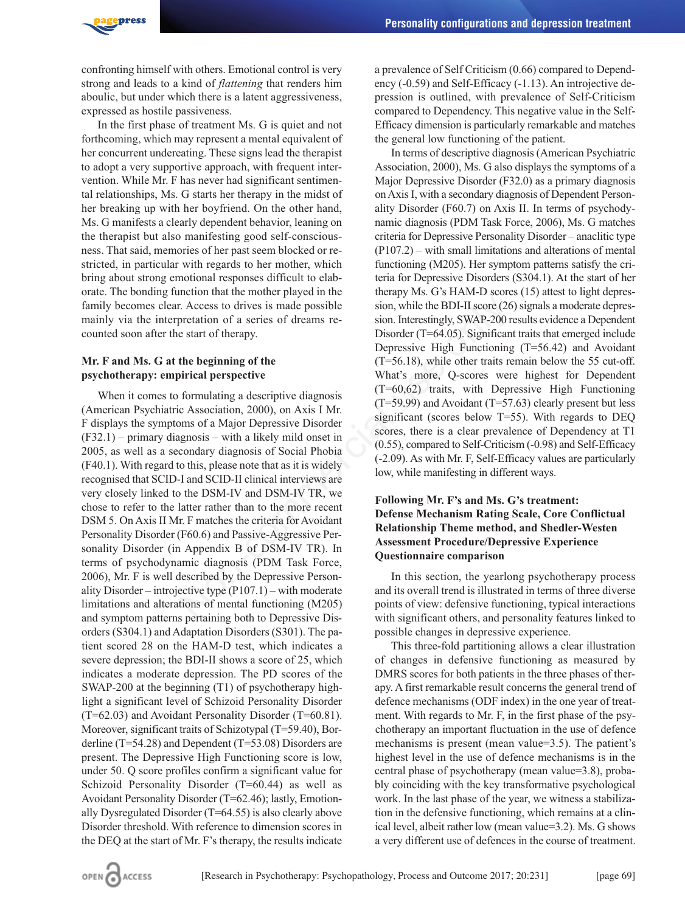confronting himself with others. Emotional control is very strong and leads to a kind of *flattening* that renders him aboulic, but under which there is a latent aggressiveness, expressed as hostile passiveness.

In the first phase of treatment Ms. G is quiet and not forthcoming, which may represent a mental equivalent of her concurrent undereating. These signs lead the therapist to adopt a very supportive approach, with frequent intervention. While Mr. F has never had significant sentimental relationships, Ms. G starts her therapy in the midst of her breaking up with her boyfriend. On the other hand, Ms. G manifests a clearly dependent behavior, leaning on the therapist but also manifesting good self-consciousness. That said, memories of her past seem blocked or restricted, in particular with regards to her mother, which bring about strong emotional responses difficult to elaborate. The bonding function that the mother played in the family becomes clear. Access to drives is made possible mainly via the interpretation of a series of dreams recounted soon after the start of therapy.

### Mr. F and Ms. G at the beginning of the psychotherapy: empirical perspective

When it comes to formulating a descriptive diagnosis (American Psychiatric Association, 2000), on Axis I Mr. F displays the symptoms of a Major Depressive Disorder (F32.1) – primary diagnosis – with a likely mild onset in 2005, as well as a secondary diagnosis of Social Phobia (F40.1). With regard to this, please note that as it is widely recognised that SCID-I and SCID-II clinical interviews are very closely linked to the DSM-IV and DSM-IV TR, we chose to refer to the latter rather than to the more recent DSM 5. On Axis II Mr. F matches the criteria for Avoidant Personality Disorder (F60.6) and Passive-Aggressive Personality Disorder (in Appendix B of DSM-IV TR). In terms of psychodynamic diagnosis (PDM Task Force, 2006), Mr. F is well described by the Depressive Personality Disorder – introjective type (P107.1) – with moderate limitations and alterations of mental functioning (M205) and symptom patterns pertaining both to Depressive Disorders (S304.1) and Adaptation Disorders (S301). The patient scored 28 on the HAM-D test, which indicates a severe depression; the BDI-II shows a score of 25, which indicates a moderate depression. The PD scores of the SWAP-200 at the beginning (T1) of psychotherapy highlight a significant level of Schizoid Personality Disorder (T=62.03) and Avoidant Personality Disorder (T=60.81). Moreover, significant traits of Schizotypal (T=59.40), Borderline (T=54.28) and Dependent (T=53.08) Disorders are present. The Depressive High Functioning score is low, under 50. Q score profiles confirm a significant value for Schizoid Personality Disorder (T=60.44) as well as Avoidant Personality Disorder (T=62.46); lastly, Emotionally Dysregulated Disorder (T=64.55) is also clearly above Disorder threshold. With reference to dimension scores in the DEQ at the start of Mr. F's therapy, the results indicate a prevalence of Self Criticism (0.66) compared to Dependency (-0.59) and Self-Efficacy (-1.13). An introjective depression is outlined, with prevalence of Self-Criticism compared to Dependency. This negative value in the Self-Efficacy dimension is particularly remarkable and matches the general low functioning of the patient.

In terms of descriptive diagnosis (American Psychiatric Association, 2000), Ms. G also displays the symptoms of a Major Depressive Disorder (F32.0) as a primary diagnosis on Axis I, with a secondary diagnosis of Dependent Personality Disorder (F60.7) on Axis II. In terms of psychodynamic diagnosis (PDM Task Force, 2006), Ms. G matches criteria for Depressive Personality Disorder – anaclitic type (P107.2) – with small limitations and alterations of mental functioning (M205). Her symptom patterns satisfy the criteria for Depressive Disorders (S304.1). At the start of her therapy Ms. G's HAM-D scores (15) attest to light depression, while the BDI-II score (26) signals a moderate depression. Interestingly, SWAP-200 results evidence a Dependent Disorder (T=64.05). Significant traits that emerged include Depressive High Functioning (T=56.42) and Avoidant (T=56.18), while other traits remain below the 55 cut-off. What's more, Q-scores were highest for Dependent (T=60,62) traits, with Depressive High Functioning (T=59.99) and Avoidant (T=57.63) clearly present but less significant (scores below T=55). With regards to DEQ scores, there is a clear prevalence of Dependency at T1 (0.55), compared to Self-Criticism (-0.98) and Self-Efficacy (-2.09). As with Mr. F, Self-Efficacy values are particularly low, while manifesting in different ways.

### Following Mr. F's and Ms. G's treatment: Defense Mechanism Rating Scale, Core Conflictual Relationship Theme method, and Shedler-Westen Assessment Procedure/Depressive Experience Questionnaire comparison

In this section, the yearlong psychotherapy process and its overall trend is illustrated in terms of three diverse points of view: defensive functioning, typical interactions with significant others, and personality features linked to possible changes in depressive experience.

This three-fold partitioning allows a clear illustration of changes in defensive functioning as measured by DMRS scores for both patients in the three phases of therapy. A first remarkable result concerns the general trend of defence mechanisms (ODF index) in the one year of treatment. With regards to Mr. F, in the first phase of the psychotherapy an important fluctuation in the use of defence mechanisms is present (mean value=3.5). The patient's highest level in the use of defence mechanisms is in the central phase of psychotherapy (mean value=3.8), probably coinciding with the key transformative psychological work. In the last phase of the year, we witness a stabilization in the defensive functioning, which remains at a clinical level, albeit rather low (mean value=3.2). Ms. G shows a very different use of defences in the course of treatment.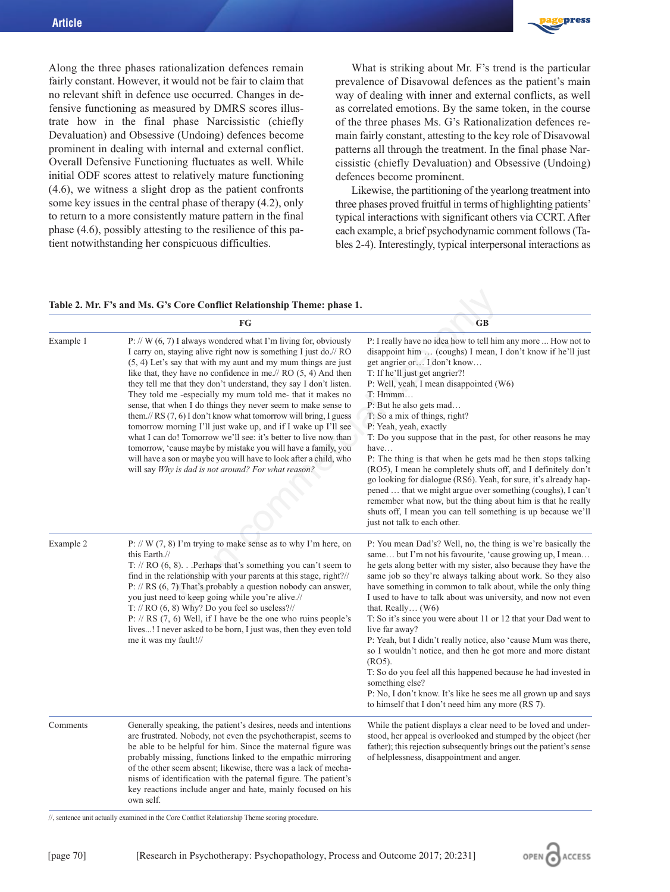Along the three phases rationalization defences remain fairly constant. However, it would not be fair to claim that no relevant shift in defence use occurred. Changes in defensive functioning as measured by DMRS scores illustrate how in the final phase Narcissistic (chiefly Devaluation) and Obsessive (Undoing) defences become prominent in dealing with internal and external conflict. Overall Defensive Functioning fluctuates as well. While initial ODF scores attest to relatively mature functioning (4.6), we witness a slight drop as the patient confronts some key issues in the central phase of therapy (4.2), only to return to a more consistently mature pattern in the final phase (4.6), possibly attesting to the resilience of this patient notwithstanding her conspicuous difficulties.

What is striking about Mr. F's trend is the particular prevalence of Disavowal defences as the patient's main way of dealing with inner and external conflicts, as well as correlated emotions. By the same token, in the course of the three phases Ms. G's Rationalization defences remain fairly constant, attesting to the key role of Disavowal patterns all through the treatment. In the final phase Narcissistic (chiefly Devaluation) and Obsessive (Undoing) defences become prominent.

Likewise, the partitioning of the yearlong treatment into three phases proved fruitful in terms of highlighting patients' typical interactions with significant others via CCRT. After each example, a brief psychodynamic comment follows (Tables 2-4). Interestingly, typical interpersonal interactions as

**Table 2. Mr. F's and Ms. G's Core Conflict Relationship Theme: phase 1.**

| | FG | GB |
|---|---|---|
| Example 1 | P: // W (6, 7) I always wondered what I'm living for, obviously I carry on, staying alive right now is something I just do.// RO (5, 4) Let's say that with my aunt and my mum things are just like that, they have no confidence in me.// RO (5, 4) And then they tell me that they don't understand, they say I don't listen. They told me -especially my mum told me- that it makes no sense, that when I do things they never seem to make sense to them.// RS (7, 6) I don't know what tomorrow will bring, I guess tomorrow morning I'll just wake up, and if I wake up I'll see what I can do! Tomorrow we'll see: it's better to live now than tomorrow, 'cause maybe by mistake you will have a family, you will have a son or maybe you will have to look after a child, who will say *Why is dad is not around? For what reason?* | P: I really have no idea how to tell him any more ... How not to disappoint him … (coughs) I mean, I don't know if he'll just get angrier or… I don't know…<br>T: If he'll just get angrier?!<br>P: Well, yeah, I mean disappointed (W6)<br>T: Hmmm…<br>P: But he also gets mad…<br>T: So a mix of things, right?<br>P: Yeah, yeah, exactly<br>T: Do you suppose that in the past, for other reasons he may have…<br>P: The thing is that when he gets mad he then stops talking (RO5), I mean he completely shuts off, and I definitely don't go looking for dialogue (RS6). Yeah, for sure, it's already happened … that we might argue over something (coughs), I can't remember what now, but the thing about him is that he really shuts off, I mean you can tell something is up because we'll just not talk to each other. |
| Example 2 | P: // W (7, 8) I'm trying to make sense as to why I'm here, on this Earth.//<br>T: // RO (6, 8). . .Perhaps that's something you can't seem to find in the relationship with your parents at this stage, right?//<br>P: // RS (6, 7) That's probably a question nobody can answer, you just need to keep going while you're alive.//<br>T: // RO (6, 8) Why? Do you feel so useless?//<br>P: // RS (7, 6) Well, if I have be the one who ruins people's lives...! I never asked to be born, I just was, then they even told me it was my fault!// | P: You mean Dad's? Well, no, the thing is we're basically the same… but I'm not his favourite, 'cause growing up, I mean… he gets along better with my sister, also because they have the same job so they're always talking about work. So they also have something in common to talk about, while the only thing I used to have to talk about was university, and now not even that. Really… (W6)<br>T: So it's since you were about 11 or 12 that your Dad went to live far away?<br>P: Yeah, but I didn't really notice, also 'cause Mum was there, so I wouldn't notice, and then he got more and more distant (RO5).<br>T: So do you feel all this happened because he had invested in something else?<br>P: No, I don't know. It's like he sees me all grown up and says to himself that I don't need him any more (RS 7). |
| Comments | Generally speaking, the patient's desires, needs and intentions are frustrated. Nobody, not even the psychotherapist, seems to be able to be helpful for him. Since the maternal figure was probably missing, functions linked to the empathic mirroring of the other seem absent; likewise, there was a lack of mechanisms of identification with the paternal figure. The patient's key reactions include anger and hate, mainly focused on his own self. | While the patient displays a clear need to be loved and understood, her appeal is overlooked and stumped by the object (her father); this rejection subsequently brings out the patient's sense of helplessness, disappointment and anger. |

//, sentence unit actually examined in the Core Conflict Relationship Theme scoring procedure.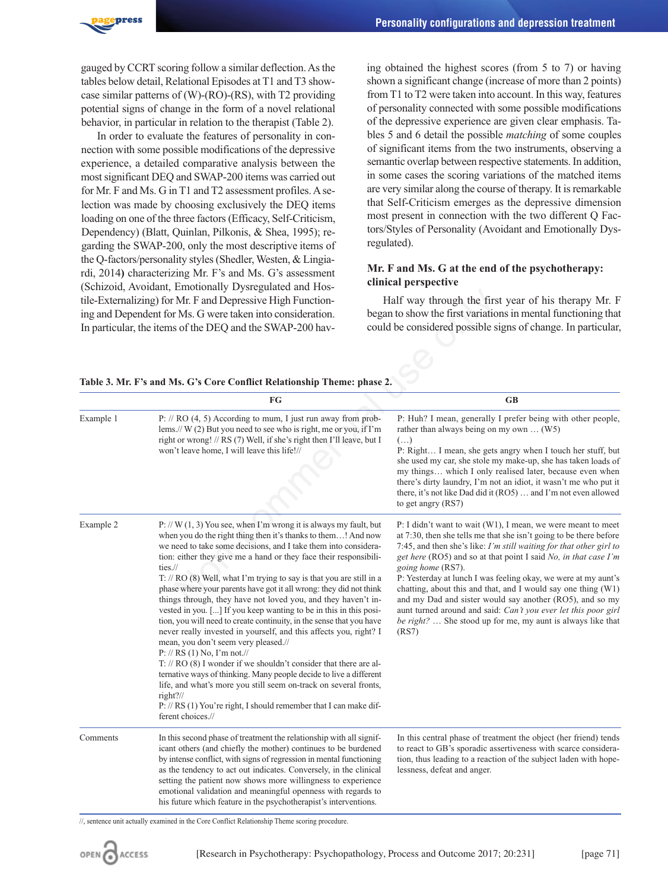gauged by CCRT scoring follow a similar deflection. As the tables below detail, Relational Episodes at T1 and T3 showcase similar patterns of (W)-(RO)-(RS), with T2 providing potential signs of change in the form of a novel relational behavior, in particular in relation to the therapist (Table 2).

In order to evaluate the features of personality in connection with some possible modifications of the depressive experience, a detailed comparative analysis between the most significant DEQ and SWAP-200 items was carried out for Mr. F and Ms. G in T1 and T2 assessment profiles. A selection was made by choosing exclusively the DEQ items loading on one of the three factors (Efficacy, Self-Criticism, Dependency) (Blatt, Quinlan, Pilkonis, & Shea, 1995); regarding the SWAP-200, only the most descriptive items of the Q-factors/personality styles (Shedler, Westen, & Lingiardi, 2014**)** characterizing Mr. F's and Ms. G's assessment (Schizoid, Avoidant, Emotionally Dysregulated and Hostile-Externalizing) for Mr. F and Depressive High Functioning and Dependent for Ms. G were taken into consideration. In particular, the items of the DEQ and the SWAP-200 having obtained the highest scores (from 5 to 7) or having shown a significant change (increase of more than 2 points) from T1 to T2 were taken into account. In this way, features of personality connected with some possible modifications of the depressive experience are given clear emphasis. Tables 5 and 6 detail the possible *matching* of some couples of significant items from the two instruments, observing a semantic overlap between respective statements. In addition, in some cases the scoring variations of the matched items are very similar along the course of therapy. It is remarkable that Self-Criticism emerges as the depressive dimension most present in connection with the two different Q Factors/Styles of Personality (Avoidant and Emotionally Dysregulated).

### Mr. F and Ms. G at the end of the psychotherapy: clinical perspective

Half way through the first year of his therapy Mr. F began to show the first variations in mental functioning that could be considered possible signs of change. In particular,

**Table 3. Mr. F's and Ms. G's Core Conflict Relationship Theme: phase 2.**

| | FG | GB |
|---|---|---|
| Example 1 | P: // RO (4, 5) According to mum, I just run away from problems.// W (2) But you need to see who is right, me or you, if I'm right or wrong! // RS (7) Well, if she's right then I'll leave, but I won't leave home, I will leave this life!// | P: Huh? I mean, generally I prefer being with other people, rather than always being on my own … (W5)<br>(…)<br>P: Right… I mean, she gets angry when I touch her stuff, but she used my car, she stole my make-up, she has taken loads of my things… which I only realised later, because even when there's dirty laundry, I'm not an idiot, it wasn't me who put it there, it's not like Dad did it (RO5) … and I'm not even allowed to get angry (RS7) |
| Example 2 | P: // W (1, 3) You see, when I'm wrong it is always my fault, but when you do the right thing then it's thanks to them…! And now we need to take some decisions, and I take them into consideration: either they give me a hand or they face their responsibilities.//<br>T: // RO (8) Well, what I'm trying to say is that you are still in a phase where your parents have got it all wrong: they did not think things through, they have not loved you, and they haven't invested in you. [...] If you keep wanting to be in this in this position, you will need to create continuity, in the sense that you have never really invested in yourself, and this affects you, right? I mean, you don't seem very pleased.//<br>P: // RS (1) No, I'm not.//<br>T: // RO (8) I wonder if we shouldn't consider that there are alternative ways of thinking. Many people decide to live a different life, and what's more you still seem on-track on several fronts, right?//<br>P: // RS (1) You're right, I should remember that I can make different choices.// | P: I didn't want to wait (W1), I mean, we were meant to meet at 7:30, then she tells me that she isn't going to be there before 7:45, and then she's like: *I'm still waiting for that other girl to get here* (RO5) and so at that point I said *No, in that case I'm going home* (RS7).<br>P: Yesterday at lunch I was feeling okay, we were at my aunt's chatting, about this and that, and I would say one thing (W1) and my Dad and sister would say another (RO5), and so my aunt turned around and said: *Can't you ever let this poor girl be right?* … She stood up for me, my aunt is always like that (RS7) |
| Comments | In this second phase of treatment the relationship with all significant others (and chiefly the mother) continues to be burdened by intense conflict, with signs of regression in mental functioning as the tendency to act out indicates. Conversely, in the clinical setting the patient now shows more willingness to experience emotional validation and meaningful openness with regards to his future which feature in the psychotherapist's interventions. | In this central phase of treatment the object (her friend) tends to react to GB's sporadic assertiveness with scarce consideration, thus leading to a reaction of the subject laden with hopelessness, defeat and anger. |

//, sentence unit actually examined in the Core Conflict Relationship Theme scoring procedure.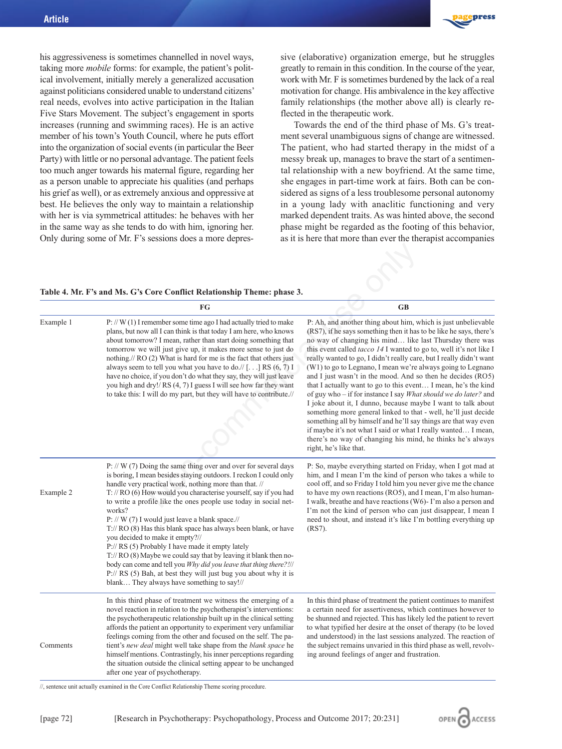his aggressiveness is sometimes channelled in novel ways, taking more *mobile* forms: for example, the patient's political involvement, initially merely a generalized accusation against politicians considered unable to understand citizens' real needs, evolves into active participation in the Italian Five Stars Movement. The subject's engagement in sports increases (running and swimming races). He is an active member of his town's Youth Council, where he puts effort into the organization of social events (in particular the Beer Party) with little or no personal advantage. The patient feels too much anger towards his maternal figure, regarding her as a person unable to appreciate his qualities (and perhaps his grief as well), or as extremely anxious and oppressive at best. He believes the only way to maintain a relationship with her is via symmetrical attitudes: he behaves with her in the same way as she tends to do with him, ignoring her. Only during some of Mr. F's sessions does a more depressive (elaborative) organization emerge, but he struggles greatly to remain in this condition. In the course of the year, work with Mr. F is sometimes burdened by the lack of a real motivation for change. His ambivalence in the key affective family relationships (the mother above all) is clearly reflected in the therapeutic work.

Towards the end of the third phase of Ms. G's treatment several unambiguous signs of change are witnessed. The patient, who had started therapy in the midst of a messy break up, manages to brave the start of a sentimental relationship with a new boyfriend. At the same time, she engages in part-time work at fairs. Both can be considered as signs of a less troublesome personal autonomy in a young lady with anaclitic functioning and very marked dependent traits. As was hinted above, the second phase might be regarded as the footing of this behavior, as it is here that more than ever the therapist accompanies

**Table 4. Mr. F's and Ms. G's Core Conflict Relationship Theme: phase 3.**

| | FG | GB |
|---|---|---|
| Example 1 | P: // W (1) I remember some time ago I had actually tried to make plans, but now all I can think is that today I am here, who knows about tomorrow? I mean, rather than start doing something that tomorrow we will just give up, it makes more sense to just do nothing.// RO (2) What is hard for me is the fact that others just always seem to tell you what you have to do.// [. . .] RS (6, 7) I have no choice, if you don't do what they say, they will just leave you high and dry!/ RS (4, 7) I guess I will see how far they want to take this: I will do my part, but they will have to contribute.// | P: Ah, and another thing about him, which is just unbelievable (RS7), if he says something then it has to be like he says, there's no way of changing his mind… like last Thursday there was this event called *tacco 14* I wanted to go to, well it's not like I really wanted to go, I didn't really care, but I really didn't want (W1) to go to Legnano, I mean we're always going to Legnano and I just wasn't in the mood. And so then he decides (RO5) that I actually want to go to this event… I mean, he's the kind of guy who – if for instance I say *What should we do later?* and I joke about it, I dunno, because maybe I want to talk about something more general linked to that - well, he'll just decide something all by himself and he'll say things are that way even if maybe it's not what I said or what I really wanted… I mean, there's no way of changing his mind, he thinks he's always right, he's like that. |
| Example 2 | P: // W (7) Doing the same thing over and over for several days is boring, I mean besides staying outdoors. I reckon I could only handle very practical work, nothing more than that. //<br>T: // RO (6) How would you characterise yourself, say if you had to write a profile like the ones people use today in social networks?<br>P: // W (7) I would just leave a blank space.//<br>T:// RO (8) Has this blank space has always been blank, or have you decided to make it empty?//<br>P:// RS (5) Probably I have made it empty lately<br>T:// RO (8) Maybe we could say that by leaving it blank then nobody can come and tell you *Why did you leave that thing there?!*//<br>P:// RS (5) Bah, at best they will just bug you about why it is blank… They always have something to say!// | P: So, maybe everything started on Friday, when I got mad at him, and I mean I'm the kind of person who takes a while to cool off, and so Friday I told him you never give me the chance to have my own reactions (RO5), and I mean, I'm also human-I walk, breathe and have reactions (W6)- I'm also a person and I'm not the kind of person who can just disappear, I mean I need to shout, and instead it's like I'm bottling everything up (RS7). |
| Comments | In this third phase of treatment we witness the emerging of a novel reaction in relation to the psychotherapist's interventions: the psychotherapeutic relationship built up in the clinical setting affords the patient an opportunity to experiment very unfamiliar feelings coming from the other and focused on the self. The patient's *new deal* might well take shape from the *blank space* he himself mentions. Contrastingly, his inner perceptions regarding the situation outside the clinical setting appear to be unchanged after one year of psychotherapy. | In this third phase of treatment the patient continues to manifest a certain need for assertiveness, which continues however to be shunned and rejected. This has likely led the patient to revert to what typified her desire at the onset of therapy (to be loved and understood) in the last sessions analyzed. The reaction of the subject remains unvaried in this third phase as well, revolving around feelings of anger and frustration. |

//, sentence unit actually examined in the Core Conflict Relationship Theme scoring procedure.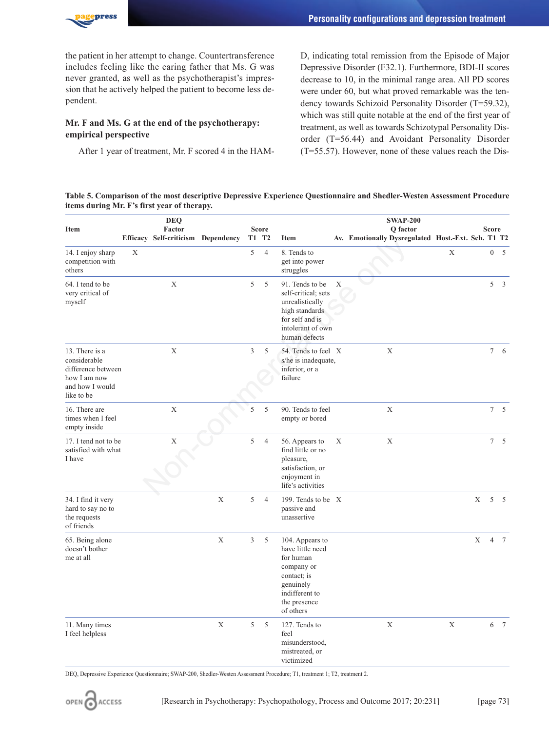the patient in her attempt to change. Countertransference includes feeling like the caring father that Ms. G was never granted, as well as the psychotherapist's impression that he actively helped the patient to become less dependent.

### Mr. F and Ms. G at the end of the psychotherapy: empirical perspective

After 1 year of treatment, Mr. F scored 4 in the HAM-D, indicating total remission from the Episode of Major Depressive Disorder (F32.1). Furthermore, BDI-II scores decrease to 10, in the minimal range area. All PD scores were under 60, but what proved remarkable was the tendency towards Schizoid Personality Disorder (T=59.32), which was still quite notable at the end of the first year of treatment, as well as towards Schizotypal Personality Disorder (T=56.44) and Avoidant Personality Disorder (T=55.57). However, none of these values reach the Dis-

**Table 5. Comparison of the most descriptive Depressive Experience Questionnaire and Shedler-Westen Assessment Procedure items during Mr. F's first year of therapy.**

| Item | DEQ Factor | | | Score | | Item | SWAP-200 Q factor | | | | Score | |
|---|---|---|---|---|---|---|---|---|---|---|---|---|
| | Efficacy | Self-criticism | Dependency | T1 | T2 | | Av. | Emotionally Dysregulated | Host.-Ext. | Sch. | T1 | T2 |
| 14. I enjoy sharp competition with others | X | | | 5 | 4 | 8. Tends to get into power struggles | | | X | | 0 | 5 |
| 64. I tend to be very critical of myself | | X | | 5 | 5 | 91. Tends to be self-critical; sets unrealistically high standards for self and is intolerant of own human defects | X | | | | 5 | 3 |
| 13. There is a considerable difference between how I am now and how I would like to be | | X | | 3 | 5 | 54. Tends to feel s/he is inadequate, inferior, or a failure | X | X | | | 7 | 6 |
| 16. There are times when I feel empty inside | | X | | 5 | 5 | 90. Tends to feel empty or bored | | X | | | 7 | 5 |
| 17. I tend not to be satisfied with what I have | | X | | 5 | 4 | 56. Appears to find little or no pleasure, satisfaction, or enjoyment in life's activities | X | X | | | 7 | 5 |
| 34. I find it very hard to say no to the requests of friends | | | X | 5 | 4 | 199. Tends to be passive and unassertive | X | | | X | 5 | 5 |
| 65. Being alone doesn't bother me at all | | | X | 3 | 5 | 104. Appears to have little need for human company or contact; is genuinely indifferent to the presence of others | | | | X | 4 | 7 |
| 11. Many times I feel helpless | | | X | 5 | 5 | 127. Tends to feel misunderstood, mistreated, or victimized | | X | X | | 6 | 7 |

DEQ, Depressive Experience Questionnaire; SWAP-200, Shedler-Westen Assessment Procedure; T1, treatment 1; T2, treatment 2.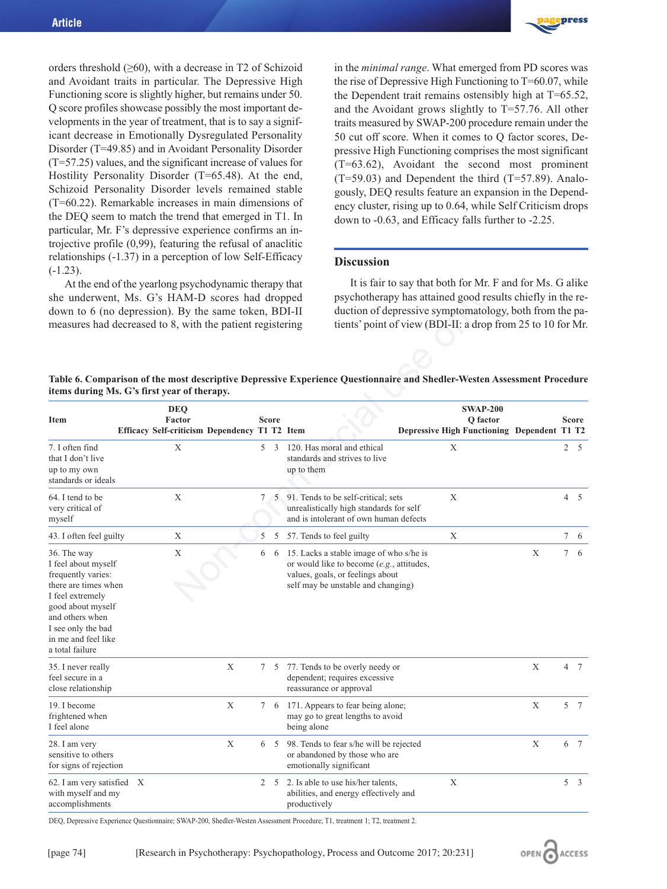orders threshold (≥60), with a decrease in T2 of Schizoid and Avoidant traits in particular. The Depressive High Functioning score is slightly higher, but remains under 50. Q score profiles showcase possibly the most important developments in the year of treatment, that is to say a significant decrease in Emotionally Dysregulated Personality Disorder (T=49.85) and in Avoidant Personality Disorder (T=57.25) values, and the significant increase of values for Hostility Personality Disorder (T=65.48). At the end, Schizoid Personality Disorder levels remained stable (T=60.22). Remarkable increases in main dimensions of the DEQ seem to match the trend that emerged in T1. In particular, Mr. F's depressive experience confirms an introjective profile (0,99), featuring the refusal of anaclitic relationships (-1.37) in a perception of low Self-Efficacy (-1.23).

At the end of the yearlong psychodynamic therapy that she underwent, Ms. G's HAM-D scores had dropped down to 6 (no depression). By the same token, BDI-II measures had decreased to 8, with the patient registering in the *minimal range*. What emerged from PD scores was the rise of Depressive High Functioning to T=60.07, while the Dependent trait remains ostensibly high at T=65.52, and the Avoidant grows slightly to T=57.76. All other traits measured by SWAP-200 procedure remain under the 50 cut off score. When it comes to Q factor scores, Depressive High Functioning comprises the most significant (T=63.62), Avoidant the second most prominent (T=59.03) and Dependent the third (T=57.89). Analogously, DEQ results feature an expansion in the Dependency cluster, rising up to 0.64, while Self Criticism drops down to -0.63, and Efficacy falls further to -2.25.

## Discussion

It is fair to say that both for Mr. F and for Ms. G alike psychotherapy has attained good results chiefly in the reduction of depressive symptomatology, both from the patients' point of view (BDI-II: a drop from 25 to 10 for Mr.

**Table 6. Comparison of the most descriptive Depressive Experience Questionnaire and Shedler-Westen Assessment Procedure items during Ms. G's first year of therapy.**

| Item | DEQ Factor | | | Score | | Item | SWAP-200 Q factor | | Score | |
|---|---|---|---|---|---|---|---|---|---|---|
| | Efficacy | Self-criticism | Dependency | T1 | T2 | | Depressive High Functioning | Dependent | T1 | T2 |
| 7. I often find that I don't live up to my own standards or ideals | | X | | 5 | 3 | 120. Has moral and ethical standards and strives to live up to them | X | | 2 | 5 |
| 64. I tend to be very critical of myself | | X | | 7 | 5 | 91. Tends to be self-critical; sets unrealistically high standards for self and is intolerant of own human defects | X | | 4 | 5 |
| 43. I often feel guilty | | X | | 5 | 5 | 57. Tends to feel guilty | X | | 7 | 6 |
| 36. The way I feel about myself frequently varies: there are times when I feel extremely good about myself and others when I see only the bad in me and feel like a total failure | | X | | 6 | 6 | 15. Lacks a stable image of who s/he is or would like to become (*e.g.*, attitudes, values, goals, or feelings about self may be unstable and changing) | | X | 7 | 6 |
| 35. I never really feel secure in a close relationship | | | X | 7 | 5 | 77. Tends to be overly needy or dependent; requires excessive reassurance or approval | | X | 4 | 7 |
| 19. I become frightened when I feel alone | | | X | 7 | 6 | 171. Appears to fear being alone; may go to great lengths to avoid being alone | | X | 5 | 7 |
| 28. I am very sensitive to others for signs of rejection | | | X | 6 | 5 | 98. Tends to fear s/he will be rejected or abandoned by those who are emotionally significant | | X | 6 | 7 |
| 62. I am very satisfied with myself and my accomplishments | X | | | 2 | 5 | 2. Is able to use his/her talents, abilities, and energy effectively and productively | X | | 5 | 3 |

DEQ, Depressive Experience Questionnaire; SWAP-200, Shedler-Westen Assessment Procedure; T1, treatment 1; T2, treatment 2.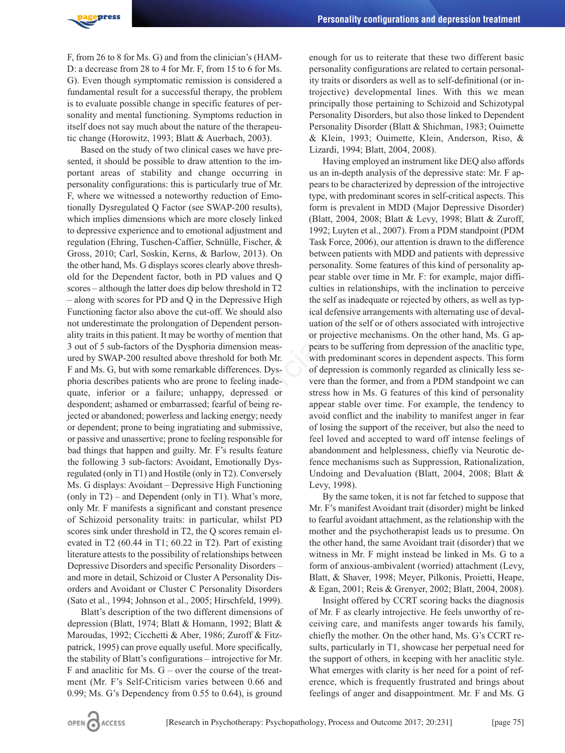F, from 26 to 8 for Ms. G) and from the clinician's (HAM-D: a decrease from 28 to 4 for Mr. F, from 15 to 6 for Ms. G). Even though symptomatic remission is considered a fundamental result for a successful therapy, the problem is to evaluate possible change in specific features of personality and mental functioning. Symptoms reduction in itself does not say much about the nature of the therapeutic change (Horowitz, 1993; Blatt & Auerbach, 2003).

Based on the study of two clinical cases we have presented, it should be possible to draw attention to the important areas of stability and change occurring in personality configurations: this is particularly true of Mr. F, where we witnessed a noteworthy reduction of Emotionally Dysregulated Q Factor (see SWAP-200 results), which implies dimensions which are more closely linked to depressive experience and to emotional adjustment and regulation (Ehring, Tuschen-Caffier, Schnülle, Fischer, & Gross, 2010; Carl, Soskin, Kerns, & Barlow, 2013). On the other hand, Ms. G displays scores clearly above threshold for the Dependent factor, both in PD values and Q scores – although the latter does dip below threshold in T2 – along with scores for PD and Q in the Depressive High Functioning factor also above the cut-off. We should also not underestimate the prolongation of Dependent personality traits in this patient. It may be worthy of mention that 3 out of 5 sub-factors of the Dysphoria dimension measured by SWAP-200 resulted above threshold for both Mr. F and Ms. G, but with some remarkable differences. Dysphoria describes patients who are prone to feeling inadequate, inferior or a failure; unhappy, depressed or despondent; ashamed or embarrassed; fearful of being rejected or abandoned; powerless and lacking energy; needy or dependent; prone to being ingratiating and submissive, or passive and unassertive; prone to feeling responsible for bad things that happen and guilty. Mr. F's results feature the following 3 sub-factors: Avoidant, Emotionally Dysregulated (only in T1) and Hostile (only in T2). Conversely Ms. G displays: Avoidant – Depressive High Functioning (only in T2) – and Dependent (only in T1). What's more, only Mr. F manifests a significant and constant presence of Schizoid personality traits: in particular, whilst PD scores sink under threshold in T2, the Q scores remain elevated in T2 (60.44 in T1; 60.22 in T2). Part of existing literature attests to the possibility of relationships between Depressive Disorders and specific Personality Disorders – and more in detail, Schizoid or Cluster A Personality Disorders and Avoidant or Cluster C Personality Disorders (Sato et al., 1994; Johnson et al., 2005; Hirschfeld, 1999).

Blatt's description of the two different dimensions of depression (Blatt, 1974; Blatt & Homann, 1992; Blatt & Maroudas, 1992; Cicchetti & Aber, 1986; Zuroff & Fitzpatrick, 1995) can prove equally useful. More specifically, the stability of Blatt's configurations – introjective for Mr. F and anaclitic for Ms. G – over the course of the treatment (Mr. F's Self-Criticism varies between 0.66 and 0.99; Ms. G's Dependency from 0.55 to 0.64), is ground enough for us to reiterate that these two different basic personality configurations are related to certain personality traits or disorders as well as to self-definitional (or introjective) developmental lines. With this we mean principally those pertaining to Schizoid and Schizotypal Personality Disorders, but also those linked to Dependent Personality Disorder (Blatt & Shichman, 1983; Ouimette & Klein, 1993; Ouimette, Klein, Anderson, Riso, & Lizardi, 1994; Blatt, 2004, 2008).

Having employed an instrument like DEQ also affords us an in-depth analysis of the depressive state: Mr. F appears to be characterized by depression of the introjective type, with predominant scores in self-critical aspects. This form is prevalent in MDD (Major Depressive Disorder) (Blatt, 2004, 2008; Blatt & Levy, 1998; Blatt & Zuroff, 1992; Luyten et al., 2007). From a PDM standpoint (PDM Task Force, 2006), our attention is drawn to the difference between patients with MDD and patients with depressive personality. Some features of this kind of personality appear stable over time in Mr. F: for example, major difficulties in relationships, with the inclination to perceive the self as inadequate or rejected by others, as well as typical defensive arrangements with alternating use of devaluation of the self or of others associated with introjective or projective mechanisms. On the other hand, Ms. G appears to be suffering from depression of the anaclitic type, with predominant scores in dependent aspects. This form of depression is commonly regarded as clinically less severe than the former, and from a PDM standpoint we can stress how in Ms. G features of this kind of personality appear stable over time. For example, the tendency to avoid conflict and the inability to manifest anger in fear of losing the support of the receiver, but also the need to feel loved and accepted to ward off intense feelings of abandonment and helplessness, chiefly via Neurotic defence mechanisms such as Suppression, Rationalization, Undoing and Devaluation (Blatt, 2004, 2008; Blatt & Levy, 1998).

By the same token, it is not far fetched to suppose that Mr. F's manifest Avoidant trait (disorder) might be linked to fearful avoidant attachment, as the relationship with the mother and the psychotherapist leads us to presume. On the other hand, the same Avoidant trait (disorder) that we witness in Mr. F might instead be linked in Ms. G to a form of anxious-ambivalent (worried) attachment (Levy, Blatt, & Shaver, 1998; Meyer, Pilkonis, Proietti, Heape, & Egan, 2001; Reis & Grenyer, 2002; Blatt, 2004, 2008).

Insight offered by CCRT scoring backs the diagnosis of Mr. F as clearly introjective. He feels unworthy of receiving care, and manifests anger towards his family, chiefly the mother. On the other hand, Ms. G's CCRT results, particularly in T1, showcase her perpetual need for the support of others, in keeping with her anaclitic style. What emerges with clarity is her need for a point of reference, which is frequently frustrated and brings about feelings of anger and disappointment. Mr. F and Ms. G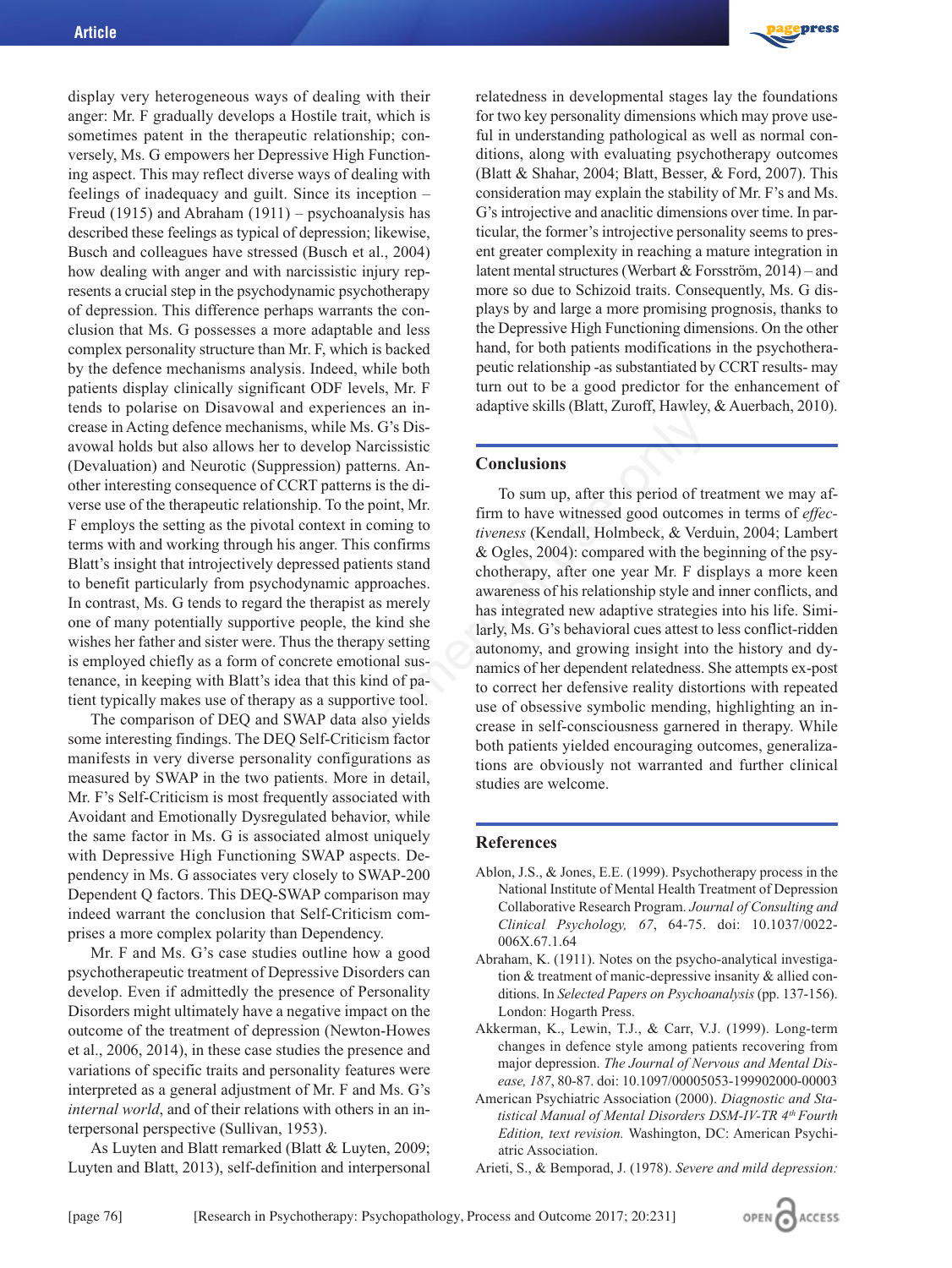display very heterogeneous ways of dealing with their anger: Mr. F gradually develops a Hostile trait, which is sometimes patent in the therapeutic relationship; conversely, Ms. G empowers her Depressive High Functioning aspect. This may reflect diverse ways of dealing with feelings of inadequacy and guilt. Since its inception – Freud (1915) and Abraham (1911) – psychoanalysis has described these feelings as typical of depression; likewise, Busch and colleagues have stressed (Busch et al., 2004) how dealing with anger and with narcissistic injury represents a crucial step in the psychodynamic psychotherapy of depression. This difference perhaps warrants the conclusion that Ms. G possesses a more adaptable and less complex personality structure than Mr. F, which is backed by the defence mechanisms analysis. Indeed, while both patients display clinically significant ODF levels, Mr. F tends to polarise on Disavowal and experiences an increase in Acting defence mechanisms, while Ms. G's Disavowal holds but also allows her to develop Narcissistic (Devaluation) and Neurotic (Suppression) patterns. Another interesting consequence of CCRT patterns is the diverse use of the therapeutic relationship. To the point, Mr. F employs the setting as the pivotal context in coming to terms with and working through his anger. This confirms Blatt's insight that introjectively depressed patients stand to benefit particularly from psychodynamic approaches. In contrast, Ms. G tends to regard the therapist as merely one of many potentially supportive people, the kind she wishes her father and sister were. Thus the therapy setting is employed chiefly as a form of concrete emotional sustenance, in keeping with Blatt's idea that this kind of patient typically makes use of therapy as a supportive tool.

The comparison of DEQ and SWAP data also yields some interesting findings. The DEQ Self-Criticism factor manifests in very diverse personality configurations as measured by SWAP in the two patients. More in detail, Mr. F's Self-Criticism is most frequently associated with Avoidant and Emotionally Dysregulated behavior, while the same factor in Ms. G is associated almost uniquely with Depressive High Functioning SWAP aspects. Dependency in Ms. G associates very closely to SWAP-200 Dependent Q factors. This DEQ-SWAP comparison may indeed warrant the conclusion that Self-Criticism comprises a more complex polarity than Dependency.

Mr. F and Ms. G's case studies outline how a good psychotherapeutic treatment of Depressive Disorders can develop. Even if admittedly the presence of Personality Disorders might ultimately have a negative impact on the outcome of the treatment of depression (Newton-Howes et al., 2006, 2014), in these case studies the presence and variations of specific traits and personality features were interpreted as a general adjustment of Mr. F and Ms. G's *internal world*, and of their relations with others in an interpersonal perspective (Sullivan, 1953).

As Luyten and Blatt remarked (Blatt & Luyten, 2009; Luyten and Blatt, 2013), self-definition and interpersonal relatedness in developmental stages lay the foundations for two key personality dimensions which may prove useful in understanding pathological as well as normal conditions, along with evaluating psychotherapy outcomes (Blatt & Shahar, 2004; Blatt, Besser, & Ford, 2007). This consideration may explain the stability of Mr. F's and Ms. G's introjective and anaclitic dimensions over time. In particular, the former's introjective personality seems to present greater complexity in reaching a mature integration in latent mental structures (Werbart & Forsström, 2014) – and more so due to Schizoid traits. Consequently, Ms. G displays by and large a more promising prognosis, thanks to the Depressive High Functioning dimensions. On the other hand, for both patients modifications in the psychotherapeutic relationship -as substantiated by CCRT results- may turn out to be a good predictor for the enhancement of adaptive skills (Blatt, Zuroff, Hawley, & Auerbach, 2010).

## Conclusions

To sum up, after this period of treatment we may affirm to have witnessed good outcomes in terms of *effectiveness* (Kendall, Holmbeck, & Verduin, 2004; Lambert & Ogles, 2004): compared with the beginning of the psychotherapy, after one year Mr. F displays a more keen awareness of his relationship style and inner conflicts, and has integrated new adaptive strategies into his life. Similarly, Ms. G's behavioral cues attest to less conflict-ridden autonomy, and growing insight into the history and dynamics of her dependent relatedness. She attempts ex-post to correct her defensive reality distortions with repeated use of obsessive symbolic mending, highlighting an increase in self-consciousness garnered in therapy. While both patients yielded encouraging outcomes, generalizations are obviously not warranted and further clinical studies are welcome.

## References

Ablon, J.S., & Jones, E.E. (1999). Psychotherapy process in the National Institute of Mental Health Treatment of Depression Collaborative Research Program. *Journal of Consulting and Clinical Psychology, 67*, 64-75. doi: 10.1037/0022-006X.67.1.64

Abraham, K. (1911). Notes on the psycho-analytical investigation & treatment of manic-depressive insanity & allied conditions. In *Selected Papers on Psychoanalysis* (pp. 137-156). London: Hogarth Press.

Akkerman, K., Lewin, T.J., & Carr, V.J. (1999). Long-term changes in defence style among patients recovering from major depression. *The Journal of Nervous and Mental Disease, 187*, 80-87. doi: 10.1097/00005053-199902000-00003

American Psychiatric Association (2000). *Diagnostic and Statistical Manual of Mental Disorders DSM-IV-TR 4th Fourth Edition, text revision.* Washington, DC: American Psychiatric Association.

Arieti, S., & Bemporad, J. (1978). *Severe and mild depression:*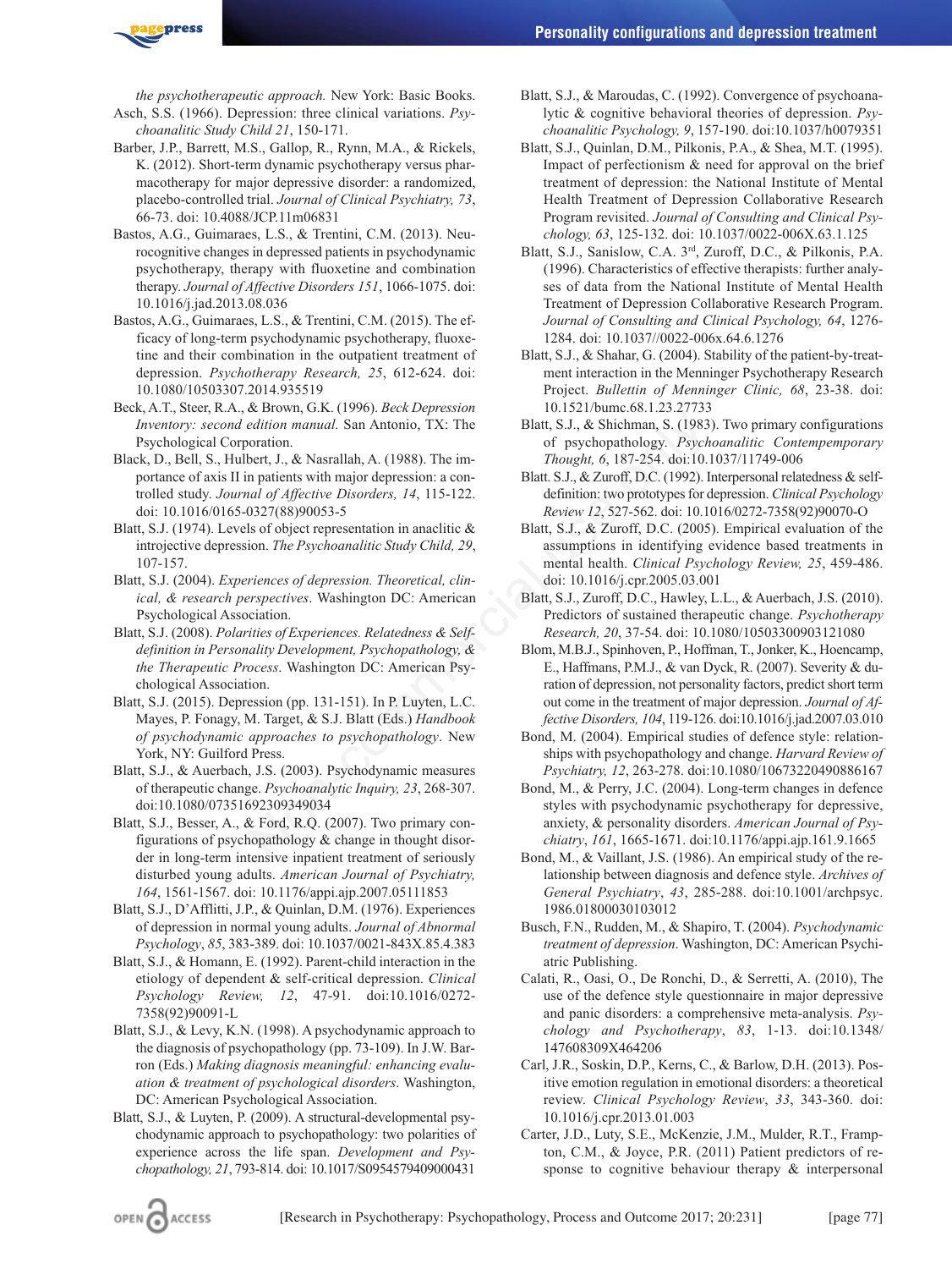*the psychotherapeutic approach.* New York: Basic Books.

Asch, S.S. (1966). Depression: three clinical variations. *Psychoanalitic Study Child 21*, 150-171.

Barber, J.P., Barrett, M.S., Gallop, R., Rynn, M.A., & Rickels, K. (2012). Short-term dynamic psychotherapy versus pharmacotherapy for major depressive disorder: a randomized, placebo-controlled trial. *Journal of Clinical Psychiatry, 73*, 66-73. doi: 10.4088/JCP.11m06831

Bastos, A.G., Guimaraes, L.S., & Trentini, C.M. (2013). Neurocognitive changes in depressed patients in psychodynamic psychotherapy, therapy with fluoxetine and combination therapy. *Journal of Affective Disorders 151*, 1066-1075. doi: 10.1016/j.jad.2013.08.036

Bastos, A.G., Guimaraes, L.S., & Trentini, C.M. (2015). The efficacy of long-term psychodynamic psychotherapy, fluoxetine and their combination in the outpatient treatment of depression. *Psychotherapy Research, 25*, 612-624. doi: 10.1080/10503307.2014.935519

Beck, A.T., Steer, R.A., & Brown, G.K. (1996). *Beck Depression Inventory: second edition manual.* San Antonio, TX: The Psychological Corporation.

Black, D., Bell, S., Hulbert, J., & Nasrallah, A. (1988). The importance of axis II in patients with major depression: a controlled study. *Journal of Affective Disorders, 14*, 115-122. doi: 10.1016/0165-0327(88)90053-5

Blatt, S.J. (1974). Levels of object representation in anaclitic & introjective depression. *The Psychoanalitic Study Child, 29*, 107-157.

Blatt, S.J. (2004). *Experiences of depression. Theoretical, clinical, & research perspectives*. Washington DC: American Psychological Association.

Blatt, S.J. (2008). *Polarities of Experiences. Relatedness & Self-definition in Personality Development, Psychopathology, & the Therapeutic Process*. Washington DC: American Psychological Association.

Blatt, S.J. (2015). Depression (pp. 131-151). In P. Luyten, L.C. Mayes, P. Fonagy, M. Target, & S.J. Blatt (Eds.) *Handbook of psychodynamic approaches to psychopathology*. New York, NY: Guilford Press.

Blatt, S.J., & Auerbach, J.S. (2003). Psychodynamic measures of therapeutic change. *Psychoanalytic Inquiry, 23*, 268-307. doi:10.1080/07351692309349034

Blatt, S.J., Besser, A., & Ford, R.Q. (2007). Two primary configurations of psychopathology & change in thought disorder in long-term intensive inpatient treatment of seriously disturbed young adults. *American Journal of Psychiatry, 164*, 1561-1567. doi: 10.1176/appi.ajp.2007.05111853

Blatt, S.J., D'Afflitti, J.P., & Quinlan, D.M. (1976). Experiences of depression in normal young adults. *Journal of Abnormal Psychology*, *85*, 383-389. doi: 10.1037/0021-843X.85.4.383

Blatt, S.J., & Homann, E. (1992). Parent-child interaction in the etiology of dependent & self-critical depression. *Clinical Psychology Review, 12*, 47-91. doi:10.1016/0272-7358(92)90091-L

Blatt, S.J., & Levy, K.N. (1998). A psychodynamic approach to the diagnosis of psychopathology (pp. 73-109). In J.W. Barron (Eds.) *Making diagnosis meaningful: enhancing evaluation & treatment of psychological disorders*. Washington, DC: American Psychological Association.

Blatt, S.J., & Luyten, P. (2009). A structural-developmental psychodynamic approach to psychopathology: two polarities of experience across the life span. *Development and Psychopathology, 21*, 793-814. doi: 10.1017/S0954579409000431

Blatt, S.J., & Maroudas, C. (1992). Convergence of psychoanalytic & cognitive behavioral theories of depression. *Psychoanalitic Psychology, 9*, 157-190. doi:10.1037/h0079351

Blatt, S.J., Quinlan, D.M., Pilkonis, P.A., & Shea, M.T. (1995). Impact of perfectionism & need for approval on the brief treatment of depression: the National Institute of Mental Health Treatment of Depression Collaborative Research Program revisited. *Journal of Consulting and Clinical Psychology, 63*, 125-132. doi: 10.1037/0022-006X.63.1.125

Blatt, S.J., Sanislow, C.A. 3rd, Zuroff, D.C., & Pilkonis, P.A. (1996). Characteristics of effective therapists: further analyses of data from the National Institute of Mental Health Treatment of Depression Collaborative Research Program. *Journal of Consulting and Clinical Psychology, 64*, 1276-1284. doi: 10.1037//0022-006x.64.6.1276

Blatt, S.J., & Shahar, G. (2004). Stability of the patient-by-treatment interaction in the Menninger Psychotherapy Research Project. *Bullettin of Menninger Clinic, 68*, 23-38. doi: 10.1521/bumc.68.1.23.27733

Blatt, S.J., & Shichman, S. (1983). Two primary configurations of psychopathology. *Psychoanalitic Contempemporary Thought, 6*, 187-254. doi:10.1037/11749-006

Blatt. S.J., & Zuroff, D.C. (1992). Interpersonal relatedness & self-definition: two prototypes for depression. *Clinical Psychology Review 12*, 527-562. doi: 10.1016/0272-7358(92)90070-O

Blatt, S.J., & Zuroff, D.C. (2005). Empirical evaluation of the assumptions in identifying evidence based treatments in mental health. *Clinical Psychology Review, 25*, 459-486. doi: 10.1016/j.cpr.2005.03.001

Blatt, S.J., Zuroff, D.C., Hawley, L.L., & Auerbach, J.S. (2010). Predictors of sustained therapeutic change. *Psychotherapy Research, 20*, 37-54. doi: 10.1080/10503300903121080

Blom, M.B.J., Spinhoven, P., Hoffman, T., Jonker, K., Hoencamp, E., Haffmans, P.M.J., & van Dyck, R. (2007). Severity & duration of depression, not personality factors, predict short term out come in the treatment of major depression. *Journal of Affective Disorders, 104*, 119-126. doi:10.1016/j.jad.2007.03.010

Bond, M. (2004). Empirical studies of defence style: relationships with psychopathology and change. *Harvard Review of Psychiatry, 12*, 263-278. doi:10.1080/10673220490886167

Bond, M., & Perry, J.C. (2004). Long-term changes in defence styles with psychodynamic psychotherapy for depressive, anxiety, & personality disorders. *American Journal of Psychiatry*, *161*, 1665-1671. doi:10.1176/appi.ajp.161.9.1665

Bond, M., & Vaillant, J.S. (1986). An empirical study of the relationship between diagnosis and defence style. *Archives of General Psychiatry*, *43*, 285-288. doi:10.1001/archpsyc.1986.01800030103012

Busch, F.N., Rudden, M., & Shapiro, T. (2004). *Psychodynamic treatment of depression*. Washington, DC: American Psychiatric Publishing.

Calati, R., Oasi, O., De Ronchi, D., & Serretti, A. (2010), The use of the defence style questionnaire in major depressive and panic disorders: a comprehensive meta-analysis. *Psychology and Psychotherapy*, *83*, 1-13. doi:10.1348/147608309X464206

Carl, J.R., Soskin, D.P., Kerns, C., & Barlow, D.H. (2013). Positive emotion regulation in emotional disorders: a theoretical review. *Clinical Psychology Review*, *33*, 343-360. doi: 10.1016/j.cpr.2013.01.003

Carter, J.D., Luty, S.E., McKenzie, J.M., Mulder, R.T., Frampton, C.M., & Joyce, P.R. (2011) Patient predictors of response to cognitive behaviour therapy & interpersonal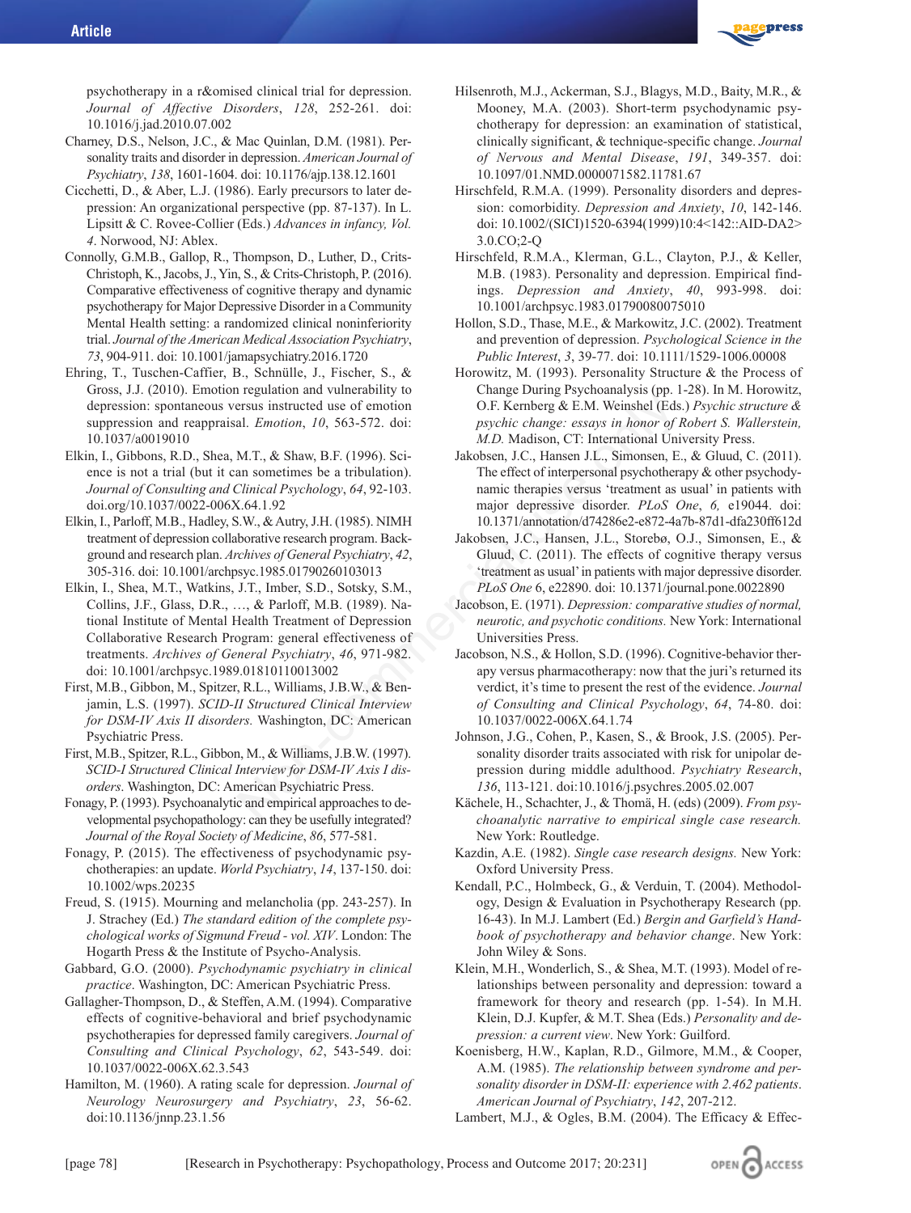psychotherapy in a r&omised clinical trial for depression. *Journal of Affective Disorders*, *128*, 252-261. doi: 10.1016/j.jad.2010.07.002

Charney, D.S., Nelson, J.C., & Mac Quinlan, D.M. (1981). Personality traits and disorder in depression. *American Journal of Psychiatry*, *138*, 1601-1604. doi: 10.1176/ajp.138.12.1601

Cicchetti, D., & Aber, L.J. (1986). Early precursors to later depression: An organizational perspective (pp. 87-137). In L. Lipsitt & C. Rovee-Collier (Eds.) *Advances in infancy, Vol. 4*. Norwood, NJ: Ablex.

Connolly, G.M.B., Gallop, R., Thompson, D., Luther, D., Crits-Christoph, K., Jacobs, J., Yin, S., & Crits-Christoph, P. (2016). Comparative effectiveness of cognitive therapy and dynamic psychotherapy for Major Depressive Disorder in a Community Mental Health setting: a randomized clinical noninferiority trial. *Journal of the American Medical Association Psychiatry*, *73*, 904-911. doi: 10.1001/jamapsychiatry.2016.1720

Ehring, T., Tuschen-Caffier, B., Schnülle, J., Fischer, S., & Gross, J.J. (2010). Emotion regulation and vulnerability to depression: spontaneous versus instructed use of emotion suppression and reappraisal. *Emotion*, *10*, 563-572. doi: 10.1037/a0019010

Elkin, I., Gibbons, R.D., Shea, M.T., & Shaw, B.F. (1996). Science is not a trial (but it can sometimes be a tribulation). *Journal of Consulting and Clinical Psychology*, *64*, 92-103. doi.org/10.1037/0022-006X.64.1.92

Elkin, I., Parloff, M.B., Hadley, S.W., & Autry, J.H. (1985). NIMH treatment of depression collaborative research program. Background and research plan. *Archives of General Psychiatry*, *42*, 305-316. doi: 10.1001/archpsyc.1985.01790260103013

Elkin, I., Shea, M.T., Watkins, J.T., Imber, S.D., Sotsky, S.M., Collins, J.F., Glass, D.R., …, & Parloff, M.B. (1989). National Institute of Mental Health Treatment of Depression Collaborative Research Program: general effectiveness of treatments. *Archives of General Psychiatry*, *46*, 971-982. doi: 10.1001/archpsyc.1989.01810110013002

First, M.B., Gibbon, M., Spitzer, R.L., Williams, J.B.W., & Benjamin, L.S. (1997). *SCID-II Structured Clinical Interview for DSM-IV Axis II disorders.* Washington, DC: American Psychiatric Press.

First, M.B., Spitzer, R.L., Gibbon, M., & Williams, J.B.W. (1997). *SCID-I Structured Clinical Interview for DSM-IV Axis I disorders*. Washington, DC: American Psychiatric Press.

Fonagy, P. (1993). Psychoanalytic and empirical approaches to developmental psychopathology: can they be usefully integrated? *Journal of the Royal Society of Medicine*, *86*, 577-581.

Fonagy, P. (2015). The effectiveness of psychodynamic psychotherapies: an update. *World Psychiatry*, *14*, 137-150. doi: 10.1002/wps.20235

Freud, S. (1915). Mourning and melancholia (pp. 243-257). In J. Strachey (Ed.) *The standard edition of the complete psychological works of Sigmund Freud - vol. XIV*. London: The Hogarth Press & the Institute of Psycho-Analysis.

Gabbard, G.O. (2000). *Psychodynamic psychiatry in clinical practice*. Washington, DC: American Psychiatric Press.

Gallagher-Thompson, D., & Steffen, A.M. (1994). Comparative effects of cognitive-behavioral and brief psychodynamic psychotherapies for depressed family caregivers. *Journal of Consulting and Clinical Psychology*, *62*, 543-549. doi: 10.1037/0022-006X.62.3.543

Hamilton, M. (1960). A rating scale for depression. *Journal of Neurology Neurosurgery and Psychiatry*, *23*, 56-62. doi:10.1136/jnnp.23.1.56

Hilsenroth, M.J., Ackerman, S.J., Blagys, M.D., Baity, M.R., & Mooney, M.A. (2003). Short-term psychodynamic psychotherapy for depression: an examination of statistical, clinically significant, & technique-specific change. *Journal of Nervous and Mental Disease*, *191*, 349-357. doi: 10.1097/01.NMD.0000071582.11781.67

Hirschfeld, R.M.A. (1999). Personality disorders and depression: comorbidity. *Depression and Anxiety*, *10*, 142-146. doi: 10.1002/(SICI)1520-6394(1999)10:4<142::AID-DA2>3.0.CO;2-Q

Hirschfeld, R.M.A., Klerman, G.L., Clayton, P.J., & Keller, M.B. (1983). Personality and depression. Empirical findings. *Depression and Anxiety*, *40*, 993-998. doi: 10.1001/archpsyc.1983.01790080075010

Hollon, S.D., Thase, M.E., & Markowitz, J.C. (2002). Treatment and prevention of depression. *Psychological Science in the Public Interest*, *3*, 39-77. doi: 10.1111/1529-1006.00008

Horowitz, M. (1993). Personality Structure & the Process of Change During Psychoanalysis (pp. 1-28). In M. Horowitz, O.F. Kernberg & E.M. Weinshel (Eds.) *Psychic structure & psychic change: essays in honor of Robert S. Wallerstein, M.D.* Madison, CT: International University Press.

Jakobsen, J.C., Hansen J.L., Simonsen, E., & Gluud, C. (2011). The effect of interpersonal psychotherapy & other psychodynamic therapies versus 'treatment as usual' in patients with major depressive disorder. *PLoS One*, *6,* e19044. doi: 10.1371/annotation/d74286e2-e872-4a7b-87d1-dfa230ff612d

Jakobsen, J.C., Hansen, J.L., Storebø, O.J., Simonsen, E., & Gluud, C. (2011). The effects of cognitive therapy versus 'treatment as usual' in patients with major depressive disorder. *PLoS One* 6, e22890. doi: 10.1371/journal.pone.0022890

Jacobson, E. (1971). *Depression: comparative studies of normal, neurotic, and psychotic conditions.* New York: International Universities Press.

Jacobson, N.S., & Hollon, S.D. (1996). Cognitive-behavior therapy versus pharmacotherapy: now that the juri's returned its verdict, it's time to present the rest of the evidence. *Journal of Consulting and Clinical Psychology*, *64*, 74-80. doi: 10.1037/0022-006X.64.1.74

Johnson, J.G., Cohen, P., Kasen, S., & Brook, J.S. (2005). Personality disorder traits associated with risk for unipolar depression during middle adulthood. *Psychiatry Research*, *136*, 113-121. doi:10.1016/j.psychres.2005.02.007

Kächele, H., Schachter, J., & Thomä, H. (eds) (2009). *From psychoanalytic narrative to empirical single case research.* New York: Routledge.

Kazdin, A.E. (1982). *Single case research designs.* New York: Oxford University Press.

Kendall, P.C., Holmbeck, G., & Verduin, T. (2004). Methodology, Design & Evaluation in Psychotherapy Research (pp. 16-43). In M.J. Lambert (Ed.) *Bergin and Garfield's Handbook of psychotherapy and behavior change*. New York: John Wiley & Sons.

Klein, M.H., Wonderlich, S., & Shea, M.T. (1993). Model of relationships between personality and depression: toward a framework for theory and research (pp. 1-54). In M.H. Klein, D.J. Kupfer, & M.T. Shea (Eds.) *Personality and depression: a current view*. New York: Guilford.

Koenisberg, H.W., Kaplan, R.D., Gilmore, M.M., & Cooper, A.M. (1985). *The relationship between syndrome and personality disorder in DSM-II: experience with 2.462 patients*. *American Journal of Psychiatry*, *142*, 207-212.

Lambert, M.J., & Ogles, B.M. (2004). The Efficacy & Effec-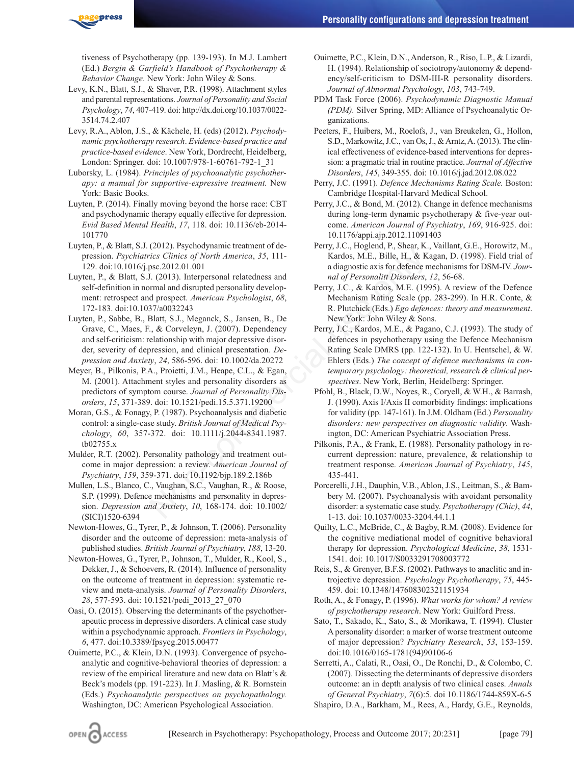tiveness of Psychotherapy (pp. 139-193). In M.J. Lambert (Ed.) *Bergin & Garfield's Handbook of Psychotherapy & Behavior Change*. New York: John Wiley & Sons.

Levy, K.N., Blatt, S.J., & Shaver, P.R. (1998). Attachment styles and parental representations. *Journal of Personality and Social Psychology*, *74*, 407-419. doi: http://dx.doi.org/10.1037/0022-3514.74.2.407

Levy, R.A., Ablon, J.S., & Kächele, H. (eds) (2012). *Psychodynamic psychotherapy research*. *Evidence-based practice and practice-based evidence*. New York, Dordrecht, Heidelberg, London: Springer. doi: 10.1007/978-1-60761-792-1_31

Luborsky, L. (1984). *Principles of psychoanalytic psychotherapy: a manual for supportive-expressive treatment.* New York: Basic Books.

Luyten, P. (2014). Finally moving beyond the horse race: CBT and psychodynamic therapy equally effective for depression. *Evid Based Mental Health*, *17*, 118. doi: 10.1136/eb-2014-101770

Luyten, P., & Blatt, S.J. (2012). Psychodynamic treatment of depression. *Psychiatrics Clinics of North America*, *35*, 111-129. doi:10.1016/j.psc.2012.01.001

Luyten, P., & Blatt, S.J. (2013). Interpersonal relatedness and self-definition in normal and disrupted personality development: retrospect and prospect. *American Psychologist*, *68*, 172-183. doi:10.1037/a0032243

Luyten, P., Sabbe, B., Blatt, S.J., Meganck, S., Jansen, B., De Grave, C., Maes, F., & Corveleyn, J. (2007). Dependency and self-criticism: relationship with major depressive disorder, severity of depression, and clinical presentation. *Depression and Anxiety*, *24*, 586-596. doi: 10.1002/da.20272

Meyer, B., Pilkonis, P.A., Proietti, J.M., Heape, C.L., & Egan, M. (2001). Attachment styles and personality disorders as predictors of symptom course. *Journal of Personality Disorders*, *15*, 371-389. doi: 10.1521/pedi.15.5.371.19200

Moran, G.S., & Fonagy, P. (1987). Psychoanalysis and diabetic control: a single-case study. *British Journal of Medical Psychology*, *60*, 357-372. doi: 10.1111/j.2044-8341.1987.tb02755.x

Mulder, R.T. (2002). Personality pathology and treatment outcome in major depression: a review. *American Journal of Psychiatry*, *159*, 359-371. doi: 10.1192/bjp.189.2.186b

Mullen, L.S., Blanco, C., Vaughan, S.C., Vaughan, R., & Roose, S.P. (1999). Defence mechanisms and personality in depression. *Depression and Anxiety*, *10*, 168-174. doi: 10.1002/(SICI)1520-6394

Newton-Howes, G., Tyrer, P., & Johnson, T. (2006). Personality disorder and the outcome of depression: meta-analysis of published studies. *British Journal of Psychiatry*, *188*, 13-20.

Newton-Howes, G., Tyrer, P., Johnson, T., Mulder, R., Kool, S., Dekker, J., & Schoevers, R. (2014). Influence of personality on the outcome of treatment in depression: systematic review and meta-analysis. *Journal of Personality Disorders*, *28*, 577-593. doi: 10.1521/pedi_2013_27_070

Oasi, O. (2015). Observing the determinants of the psychotherapeutic process in depressive disorders. A clinical case study within a psychodynamic approach. *Frontiers in Psychology*, *6*, 477. doi:10.3389/fpsycg.2015.00477

Ouimette, P.C., & Klein, D.N. (1993). Convergence of psychoanalytic and cognitive-behavioral theories of depression: a review of the empirical literature and new data on Blatt's & Beck's models (pp. 191-223). In J. Masling, & R. Bornstein (Eds.) *Psychoanalytic perspectives on psychopathology.* Washington, DC: American Psychological Association.

Ouimette, P.C., Klein, D.N., Anderson, R., Riso, L.P., & Lizardi, H. (1994). Relationship of sociotropy/autonomy & dependency/self-criticism to DSM-III-R personality disorders. *Journal of Abnormal Psychology*, *103*, 743-749.

PDM Task Force (2006). *Psychodynamic Diagnostic Manual (PDM).* Silver Spring, MD: Alliance of Psychoanalytic Organizations.

Peeters, F., Huibers, M., Roelofs, J., van Breukelen, G., Hollon, S.D., Markowitz, J.C., van Os, J., & Arntz, A. (2013). The clinical effectiveness of evidence-based interventions for depression: a pragmatic trial in routine practice. *Journal of Affective Disorders*, *145*, 349-355. doi: 10.1016/j.jad.2012.08.022

Perry, J.C. (1991). *Defence Mechanisms Rating Scale.* Boston: Cambridge Hospital-Harvard Medical School.

Perry, J.C., & Bond, M. (2012). Change in defence mechanisms during long-term dynamic psychotherapy & five-year outcome. *American Journal of Psychiatry*, *169*, 916-925. doi: 10.1176/appi.ajp.2012.11091403

Perry, J.C., Hoglend, P., Shear, K., Vaillant, G.E., Horowitz, M., Kardos, M.E., Bille, H., & Kagan, D. (1998). Field trial of a diagnostic axis for defence mechanisms for DSM-IV. *Journal of Personalitt Disorders*, *12*, 56-68.

Perry, J.C., & Kardos, M.E. (1995). A review of the Defence Mechanism Rating Scale (pp. 283-299). In H.R. Conte, & R. Plutchick (Eds.) *Ego defences: theory and measurement*. New York: John Wiley & Sons.

Perry, J.C., Kardos, M.E., & Pagano, C.J. (1993). The study of defences in psychotherapy using the Defence Mechanism Rating Scale DMRS (pp. 122-132). In U. Hentschel, & W. Ehlers (Eds.) *The concept of defence mechanisms in contemporary psychology: theoretical, research & clinical perspectives*. New York, Berlin, Heidelberg: Springer.

Pfohl, B., Black, D.W., Noyes, R., Coryell, & W.H., & Barrash, J. (1990). Axis I/Axis II comorbidity findings: implications for validity (pp. 147-161). In J.M. Oldham (Ed.) *Personality disorders: new perspectives on diagnostic validity*. Washington, DC: American Psychiatric Association Press.

Pilkonis, P.A., & Frank, E. (1988). Personality pathology in recurrent depression: nature, prevalence, & relationship to treatment response. *American Journal of Psychiatry*, *145*, 435-441.

Porcerelli, J.H., Dauphin, V.B., Ablon, J.S., Leitman, S., & Bambery M. (2007). Psychoanalysis with avoidant personality disorder: a systematic case study. *Psychotherapy (Chic)*, *44*, 1-13. doi: 10.1037/0033-3204.44.1.1

Quilty, L.C., McBride, C., & Bagby, R.M. (2008). Evidence for the cognitive mediational model of cognitive behavioral therapy for depression. *Psychological Medicine*, *38*, 1531-1541. doi: 10.1017/S0033291708003772

Reis, S., & Grenyer, B.F.S. (2002). Pathways to anaclitic and introjective depression. *Psychology Psychotherapy*, *75*, 445-459. doi: 10.1348/147608302321151934

Roth, A., & Fonagy, P. (1996). *What works for whom? A review of psychotherapy research*. New York: Guilford Press.

Sato, T., Sakado, K., Sato, S., & Morikawa, T. (1994). Cluster A personality disorder: a marker of worse treatment outcome of major depression? *Psychiatry Research*, *53*, 153-159. doi:10.1016/0165-1781(94)90106-6

Serretti, A., Calati, R., Oasi, O., De Ronchi, D., & Colombo, C. (2007). Dissecting the determinants of depressive disorders outcome: an in depth analysis of two clinical cases. *Annals of General Psychiatry*, *7*(6):5. doi 10.1186/1744-859X-6-5

Shapiro, D.A., Barkham, M., Rees, A., Hardy, G.E., Reynolds,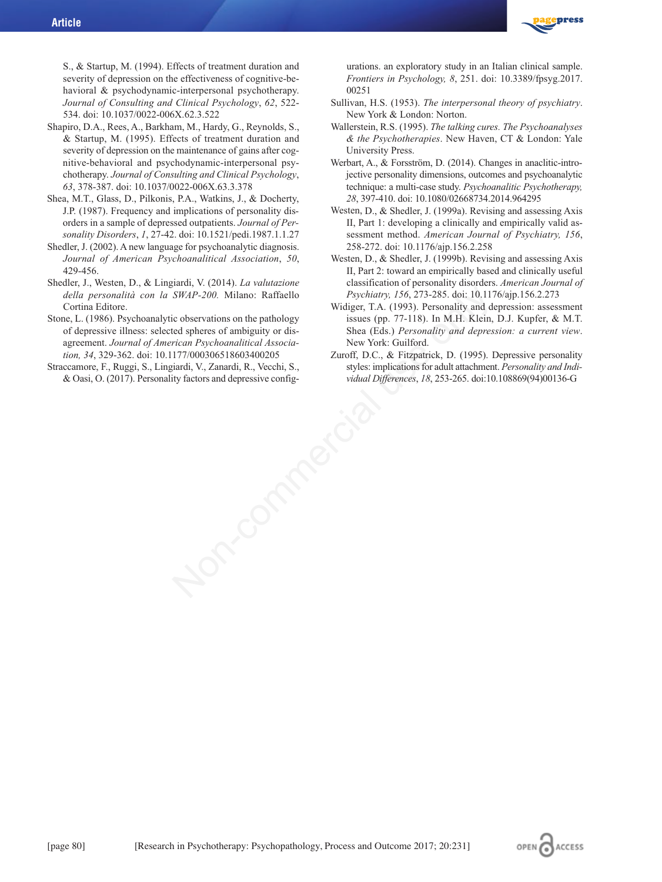S., & Startup, M. (1994). Effects of treatment duration and severity of depression on the effectiveness of cognitive-behavioral & psychodynamic-interpersonal psychotherapy. *Journal of Consulting and Clinical Psychology*, *62*, 522-534. doi: 10.1037/0022-006X.62.3.522

Shapiro, D.A., Rees, A., Barkham, M., Hardy, G., Reynolds, S., & Startup, M. (1995). Effects of treatment duration and severity of depression on the maintenance of gains after cognitive-behavioral and psychodynamic-interpersonal psychotherapy. *Journal of Consulting and Clinical Psychology*, *63*, 378-387. doi: 10.1037/0022-006X.63.3.378

Shea, M.T., Glass, D., Pilkonis, P.A., Watkins, J., & Docherty, J.P. (1987). Frequency and implications of personality disorders in a sample of depressed outpatients. *Journal of Personality Disorders*, *1*, 27-42. doi: 10.1521/pedi.1987.1.1.27

Shedler, J. (2002). A new language for psychoanalytic diagnosis. *Journal of American Psychoanalitical Association*, *50*, 429-456.

Shedler, J., Westen, D., & Lingiardi, V. (2014). *La valutazione della personalità con la SWAP-200.* Milano: Raffaello Cortina Editore.

Stone, L. (1986). Psychoanalytic observations on the pathology of depressive illness: selected spheres of ambiguity or disagreement. *Journal of American Psychoanalitical Association, 34*, 329-362. doi: 10.1177/000306518603400205

Straccamore, F., Ruggi, S., Lingiardi, V., Zanardi, R., Vecchi, S., & Oasi, O. (2017). Personality factors and depressive configurations. an exploratory study in an Italian clinical sample. *Frontiers in Psychology, 8*, 251. doi: 10.3389/fpsyg.2017.00251

Sullivan, H.S. (1953). *The interpersonal theory of psychiatry*. New York & London: Norton.

Wallerstein, R.S. (1995). *The talking cures. The Psychoanalyses & the Psychotherapies*. New Haven, CT & London: Yale University Press.

Werbart, A., & Forsström, D. (2014). Changes in anaclitic-introjective personality dimensions, outcomes and psychoanalytic technique: a multi-case study. *Psychoanalitic Psychotherapy, 28*, 397-410. doi: 10.1080/02668734.2014.964295

Westen, D., & Shedler, J. (1999a). Revising and assessing Axis II, Part 1: developing a clinically and empirically valid assessment method. *American Journal of Psychiatry, 156*, 258-272. doi: 10.1176/ajp.156.2.258

Westen, D., & Shedler, J. (1999b). Revising and assessing Axis II, Part 2: toward an empirically based and clinically useful classification of personality disorders. *American Journal of Psychiatry, 156*, 273-285. doi: 10.1176/ajp.156.2.273

Widiger, T.A. (1993). Personality and depression: assessment issues (pp. 77-118). In M.H. Klein, D.J. Kupfer, & M.T. Shea (Eds.) *Personality and depression: a current view*. New York: Guilford.

Zuroff, D.C., & Fitzpatrick, D. (1995). Depressive personality styles: implications for adult attachment. *Personality and Individual Differences*, *18*, 253-265. doi:10.108869(94)00136-G